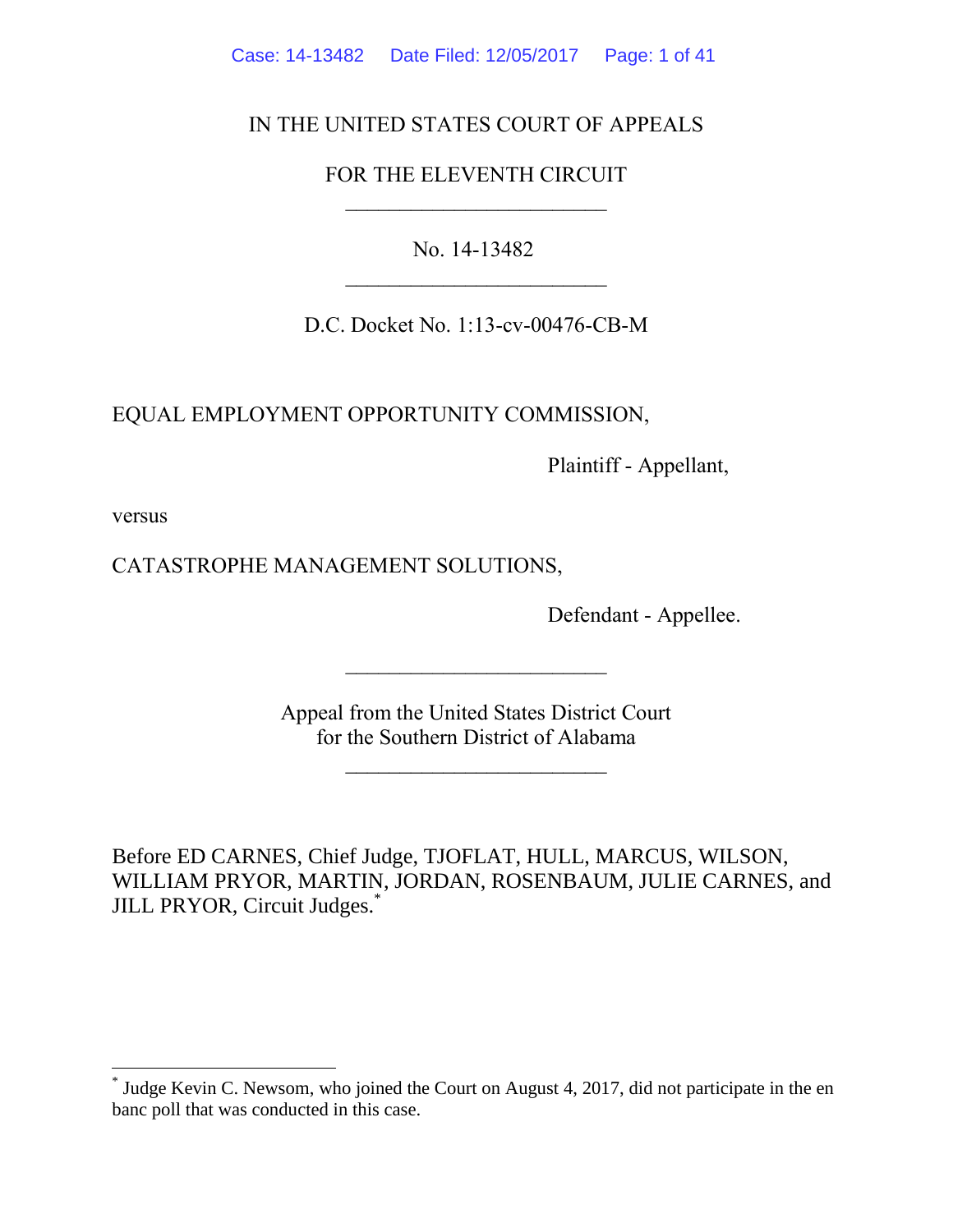IN THE UNITED STATES COURT OF APPEALS

FOR THE ELEVENTH CIRCUIT

________________________

No. 14-13482

________________________

D.C. Docket No. 1:13-cv-00476-CB-M

EQUAL EMPLOYMENT OPPORTUNITY COMMISSION,

Plaintiff - Appellant,

versus

CATASTROPHE MANAGEMENT SOLUTIONS,

Defendant - Appellee.

________________________

Appeal from the United States District Court
for the Southern District of Alabama

________________________

Before ED CARNES, Chief Judge, TJOFLAT, HULL, MARCUS, WILSON, WILLIAM PRYOR, MARTIN, JORDAN, ROSENBAUM, JULIE CARNES, and JILL PRYOR, Circuit Judges.[*]

---

[*] Judge Kevin C. Newsom, who joined the Court on August 4, 2017, did not participate in the en banc poll that was conducted in this case.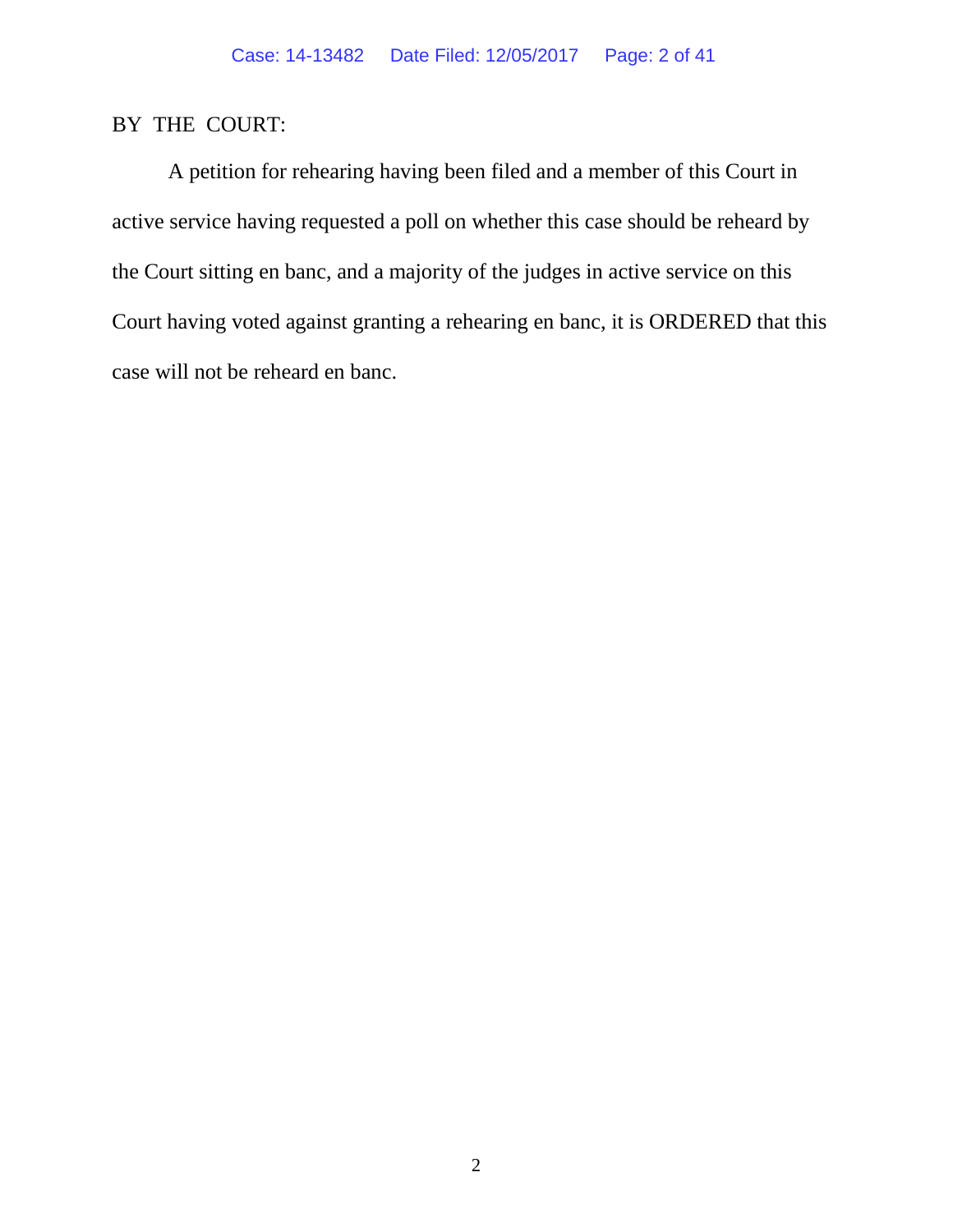BY THE COURT:

A petition for rehearing having been filed and a member of this Court in active service having requested a poll on whether this case should be reheard by the Court sitting en banc, and a majority of the judges in active service on this Court having voted against granting a rehearing en banc, it is ORDERED that this case will not be reheard en banc.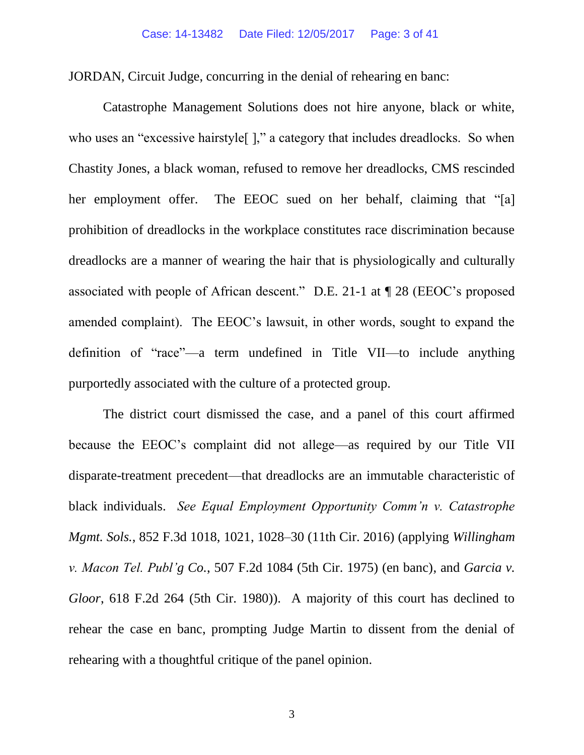JORDAN, Circuit Judge, concurring in the denial of rehearing en banc:

Catastrophe Management Solutions does not hire anyone, black or white, who uses an "excessive hairstyle[ ]," a category that includes dreadlocks. So when Chastity Jones, a black woman, refused to remove her dreadlocks, CMS rescinded her employment offer. The EEOC sued on her behalf, claiming that "[a] prohibition of dreadlocks in the workplace constitutes race discrimination because dreadlocks are a manner of wearing the hair that is physiologically and culturally associated with people of African descent." D.E. 21-1 at ¶ 28 (EEOC's proposed amended complaint). The EEOC's lawsuit, in other words, sought to expand the definition of "race"—a term undefined in Title VII—to include anything purportedly associated with the culture of a protected group.

The district court dismissed the case, and a panel of this court affirmed because the EEOC's complaint did not allege—as required by our Title VII disparate-treatment precedent—that dreadlocks are an immutable characteristic of black individuals. *See Equal Employment Opportunity Comm'n v. Catastrophe Mgmt. Sols.*, 852 F.3d 1018, 1021, 1028–30 (11th Cir. 2016) (applying *Willingham v. Macon Tel. Publ'g Co.*, 507 F.2d 1084 (5th Cir. 1975) (en banc), and *Garcia v. Gloor*, 618 F.2d 264 (5th Cir. 1980)). A majority of this court has declined to rehear the case en banc, prompting Judge Martin to dissent from the denial of rehearing with a thoughtful critique of the panel opinion.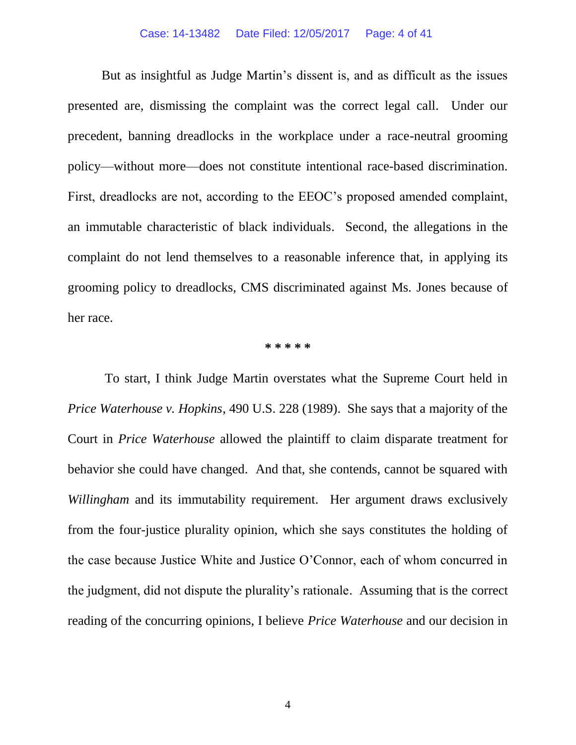But as insightful as Judge Martin's dissent is, and as difficult as the issues presented are, dismissing the complaint was the correct legal call. Under our precedent, banning dreadlocks in the workplace under a race-neutral grooming policy—without more—does not constitute intentional race-based discrimination. First, dreadlocks are not, according to the EEOC's proposed amended complaint, an immutable characteristic of black individuals. Second, the allegations in the complaint do not lend themselves to a reasonable inference that, in applying its grooming policy to dreadlocks, CMS discriminated against Ms. Jones because of her race.

\* \* \* \* \*

To start, I think Judge Martin overstates what the Supreme Court held in *Price Waterhouse v. Hopkins*, 490 U.S. 228 (1989). She says that a majority of the Court in *Price Waterhouse* allowed the plaintiff to claim disparate treatment for behavior she could have changed. And that, she contends, cannot be squared with *Willingham* and its immutability requirement. Her argument draws exclusively from the four-justice plurality opinion, which she says constitutes the holding of the case because Justice White and Justice O'Connor, each of whom concurred in the judgment, did not dispute the plurality's rationale. Assuming that is the correct reading of the concurring opinions, I believe *Price Waterhouse* and our decision in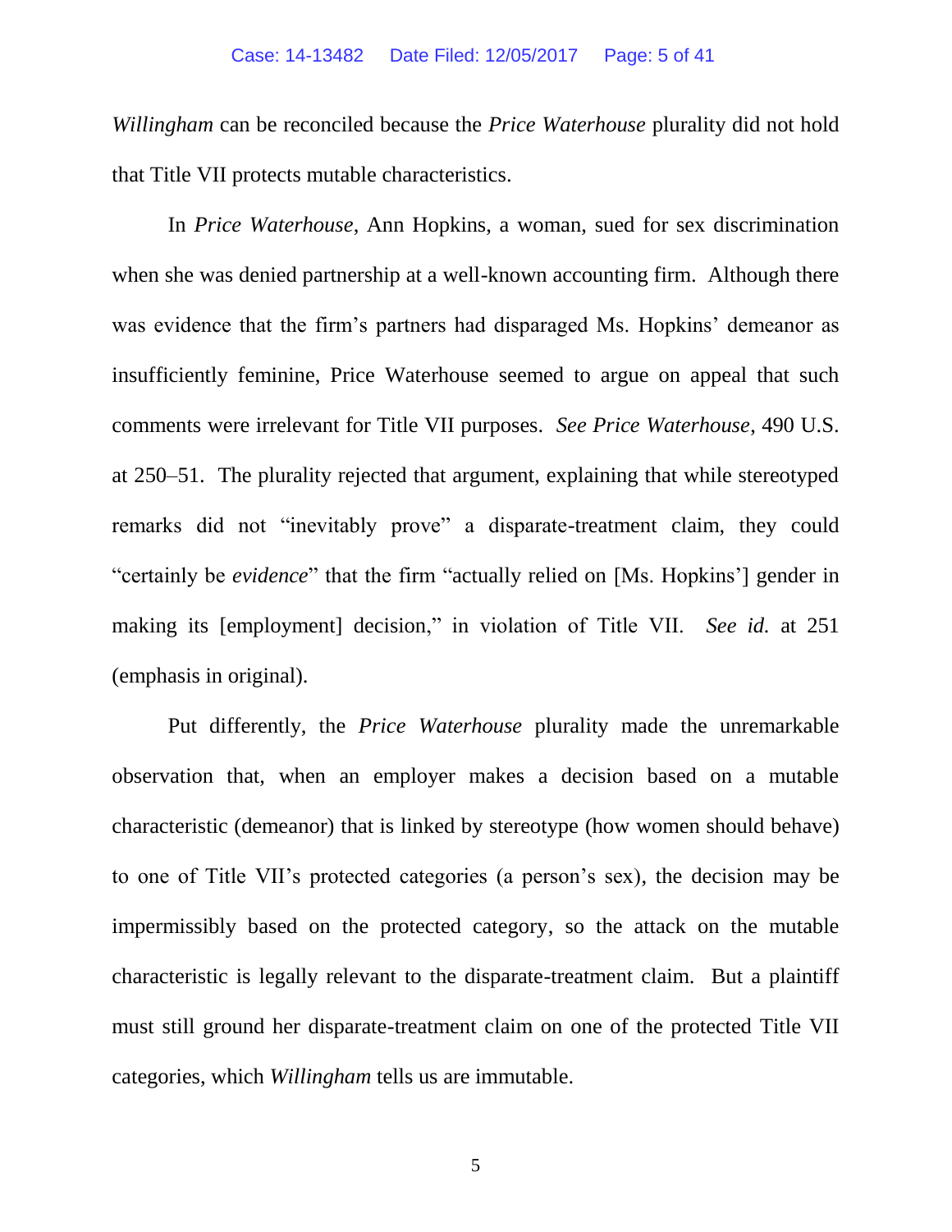*Willingham* can be reconciled because the *Price Waterhouse* plurality did not hold that Title VII protects mutable characteristics.

In *Price Waterhouse*, Ann Hopkins, a woman, sued for sex discrimination when she was denied partnership at a well-known accounting firm. Although there was evidence that the firm's partners had disparaged Ms. Hopkins' demeanor as insufficiently feminine, Price Waterhouse seemed to argue on appeal that such comments were irrelevant for Title VII purposes. *See Price Waterhouse*, 490 U.S. at 250–51. The plurality rejected that argument, explaining that while stereotyped remarks did not "inevitably prove" a disparate-treatment claim, they could "certainly be *evidence*" that the firm "actually relied on [Ms. Hopkins'] gender in making its [employment] decision," in violation of Title VII. *See id.* at 251 (emphasis in original).

Put differently, the *Price Waterhouse* plurality made the unremarkable observation that, when an employer makes a decision based on a mutable characteristic (demeanor) that is linked by stereotype (how women should behave) to one of Title VII's protected categories (a person's sex), the decision may be impermissibly based on the protected category, so the attack on the mutable characteristic is legally relevant to the disparate-treatment claim. But a plaintiff must still ground her disparate-treatment claim on one of the protected Title VII categories, which *Willingham* tells us are immutable.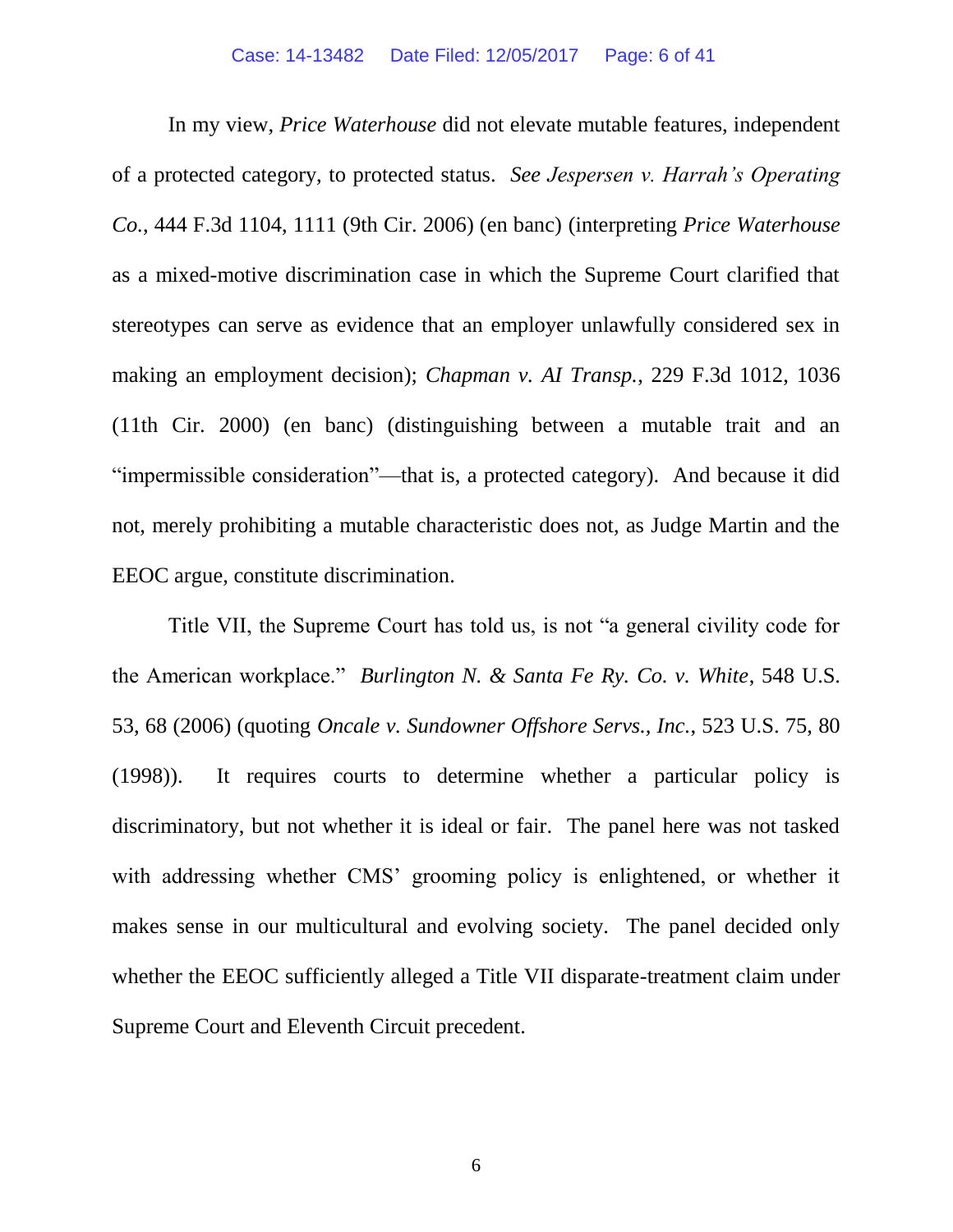In my view, *Price Waterhouse* did not elevate mutable features, independent of a protected category, to protected status. *See Jespersen v. Harrah's Operating Co.*, 444 F.3d 1104, 1111 (9th Cir. 2006) (en banc) (interpreting *Price Waterhouse* as a mixed-motive discrimination case in which the Supreme Court clarified that stereotypes can serve as evidence that an employer unlawfully considered sex in making an employment decision); *Chapman v. AI Transp.*, 229 F.3d 1012, 1036 (11th Cir. 2000) (en banc) (distinguishing between a mutable trait and an "impermissible consideration"—that is, a protected category). And because it did not, merely prohibiting a mutable characteristic does not, as Judge Martin and the EEOC argue, constitute discrimination.

Title VII, the Supreme Court has told us, is not "a general civility code for the American workplace." *Burlington N. & Santa Fe Ry. Co. v. White*, 548 U.S. 53, 68 (2006) (quoting *Oncale v. Sundowner Offshore Servs., Inc.*, 523 U.S. 75, 80 (1998)). It requires courts to determine whether a particular policy is discriminatory, but not whether it is ideal or fair. The panel here was not tasked with addressing whether CMS' grooming policy is enlightened, or whether it makes sense in our multicultural and evolving society. The panel decided only whether the EEOC sufficiently alleged a Title VII disparate-treatment claim under Supreme Court and Eleventh Circuit precedent.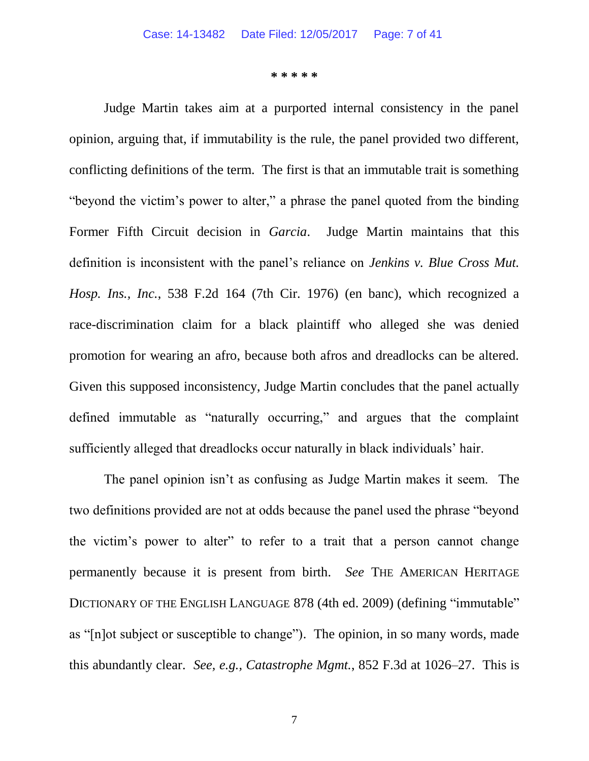\* \* \* \* \*

Judge Martin takes aim at a purported internal consistency in the panel opinion, arguing that, if immutability is the rule, the panel provided two different, conflicting definitions of the term. The first is that an immutable trait is something "beyond the victim's power to alter," a phrase the panel quoted from the binding Former Fifth Circuit decision in *Garcia*. Judge Martin maintains that this definition is inconsistent with the panel's reliance on *Jenkins v. Blue Cross Mut. Hosp. Ins., Inc.*, 538 F.2d 164 (7th Cir. 1976) (en banc), which recognized a race-discrimination claim for a black plaintiff who alleged she was denied promotion for wearing an afro, because both afros and dreadlocks can be altered. Given this supposed inconsistency, Judge Martin concludes that the panel actually defined immutable as "naturally occurring," and argues that the complaint sufficiently alleged that dreadlocks occur naturally in black individuals' hair.

The panel opinion isn't as confusing as Judge Martin makes it seem. The two definitions provided are not at odds because the panel used the phrase "beyond the victim's power to alter" to refer to a trait that a person cannot change permanently because it is present from birth. *See* THE AMERICAN HERITAGE DICTIONARY OF THE ENGLISH LANGUAGE 878 (4th ed. 2009) (defining "immutable" as "[n]ot subject or susceptible to change"). The opinion, in so many words, made this abundantly clear. *See, e.g.*, *Catastrophe Mgmt.*, 852 F.3d at 1026–27. This is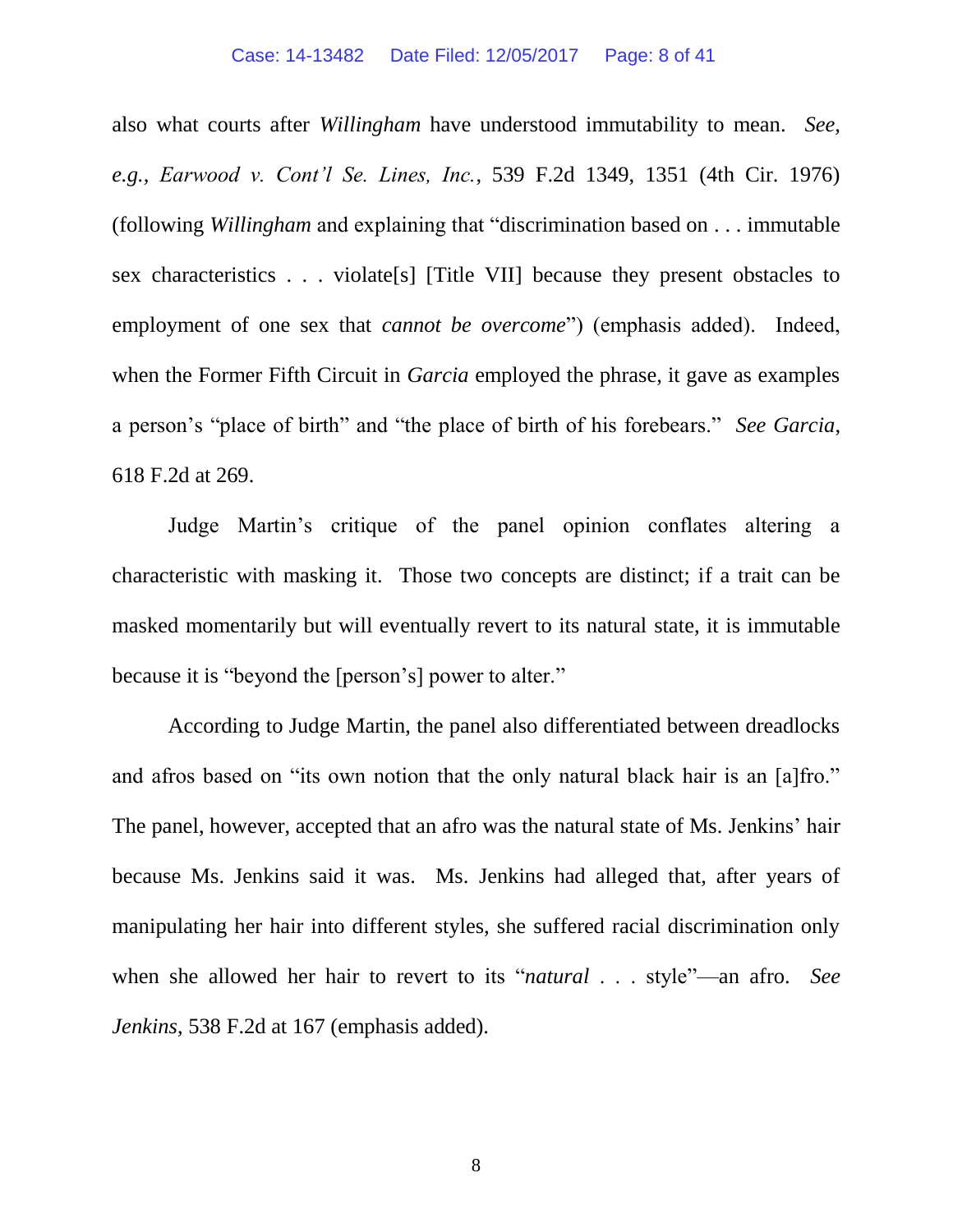also what courts after *Willingham* have understood immutability to mean. *See, e.g.*, *Earwood v. Cont'l Se. Lines, Inc.*, 539 F.2d 1349, 1351 (4th Cir. 1976) (following *Willingham* and explaining that "discrimination based on . . . immutable sex characteristics . . . violate[s] [Title VII] because they present obstacles to employment of one sex that *cannot be overcome*") (emphasis added). Indeed, when the Former Fifth Circuit in *Garcia* employed the phrase, it gave as examples a person's "place of birth" and "the place of birth of his forebears." *See Garcia*, 618 F.2d at 269.

Judge Martin's critique of the panel opinion conflates altering a characteristic with masking it. Those two concepts are distinct; if a trait can be masked momentarily but will eventually revert to its natural state, it is immutable because it is "beyond the [person's] power to alter."

According to Judge Martin, the panel also differentiated between dreadlocks and afros based on "its own notion that the only natural black hair is an [a]fro." The panel, however, accepted that an afro was the natural state of Ms. Jenkins' hair because Ms. Jenkins said it was. Ms. Jenkins had alleged that, after years of manipulating her hair into different styles, she suffered racial discrimination only when she allowed her hair to revert to its "*natural* . . . style"—an afro. *See Jenkins*, 538 F.2d at 167 (emphasis added).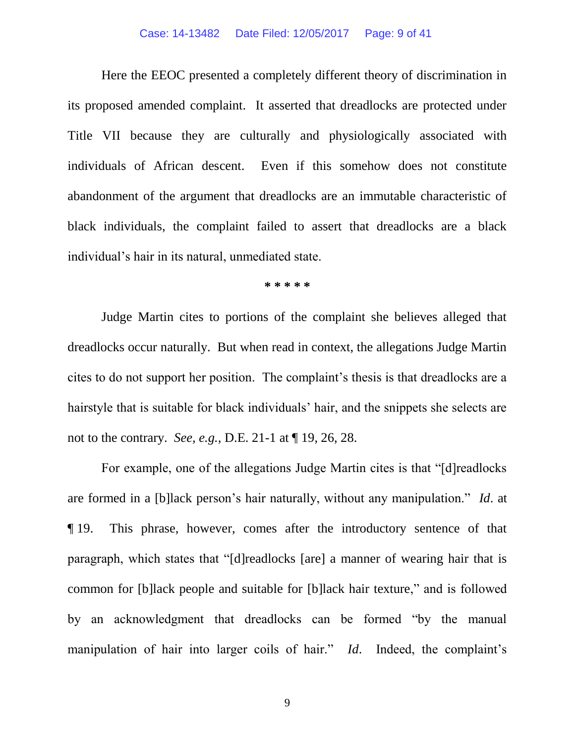Here the EEOC presented a completely different theory of discrimination in its proposed amended complaint. It asserted that dreadlocks are protected under Title VII because they are culturally and physiologically associated with individuals of African descent. Even if this somehow does not constitute abandonment of the argument that dreadlocks are an immutable characteristic of black individuals, the complaint failed to assert that dreadlocks are a black individual's hair in its natural, unmediated state.

\* \* \* \* \*

Judge Martin cites to portions of the complaint she believes alleged that dreadlocks occur naturally. But when read in context, the allegations Judge Martin cites to do not support her position. The complaint's thesis is that dreadlocks are a hairstyle that is suitable for black individuals' hair, and the snippets she selects are not to the contrary. *See, e.g.*, D.E. 21-1 at ¶ 19, 26, 28.

For example, one of the allegations Judge Martin cites is that "[d]readlocks are formed in a [b]lack person's hair naturally, without any manipulation." *Id*. at ¶ 19. This phrase, however, comes after the introductory sentence of that paragraph, which states that "[d]readlocks [are] a manner of wearing hair that is common for [b]lack people and suitable for [b]lack hair texture," and is followed by an acknowledgment that dreadlocks can be formed "by the manual manipulation of hair into larger coils of hair." *Id*. Indeed, the complaint's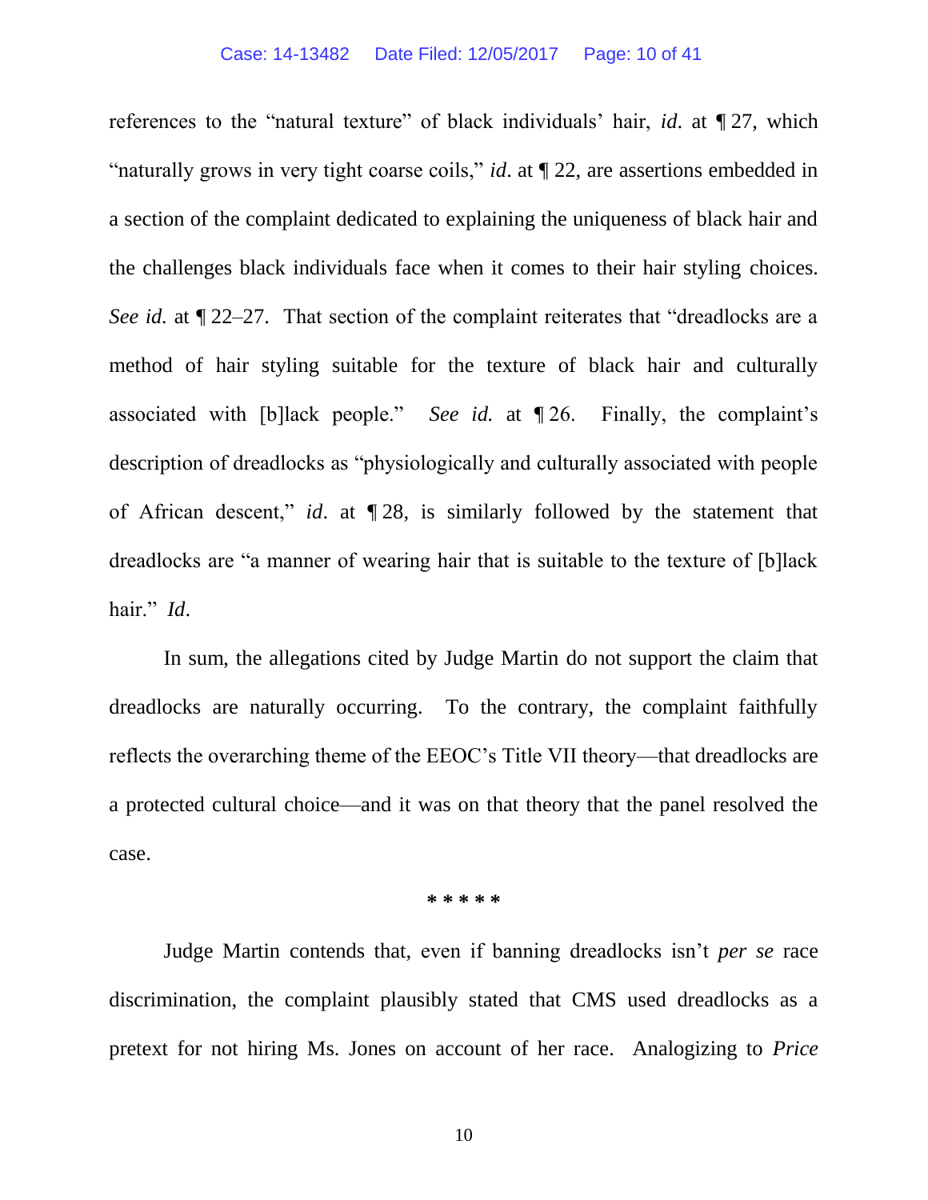references to the "natural texture" of black individuals' hair, *id*. at ¶ 27, which "naturally grows in very tight coarse coils," *id*. at ¶ 22, are assertions embedded in a section of the complaint dedicated to explaining the uniqueness of black hair and the challenges black individuals face when it comes to their hair styling choices. *See id.* at ¶ 22–27. That section of the complaint reiterates that "dreadlocks are a method of hair styling suitable for the texture of black hair and culturally associated with [b]lack people." *See id.* at ¶ 26. Finally, the complaint's description of dreadlocks as "physiologically and culturally associated with people of African descent," *id*. at ¶ 28, is similarly followed by the statement that dreadlocks are "a manner of wearing hair that is suitable to the texture of [b]lack hair." *Id*.

In sum, the allegations cited by Judge Martin do not support the claim that dreadlocks are naturally occurring. To the contrary, the complaint faithfully reflects the overarching theme of the EEOC's Title VII theory—that dreadlocks are a protected cultural choice—and it was on that theory that the panel resolved the case.

\* \* \* \* \*

Judge Martin contends that, even if banning dreadlocks isn't *per se* race discrimination, the complaint plausibly stated that CMS used dreadlocks as a pretext for not hiring Ms. Jones on account of her race. Analogizing to *Price*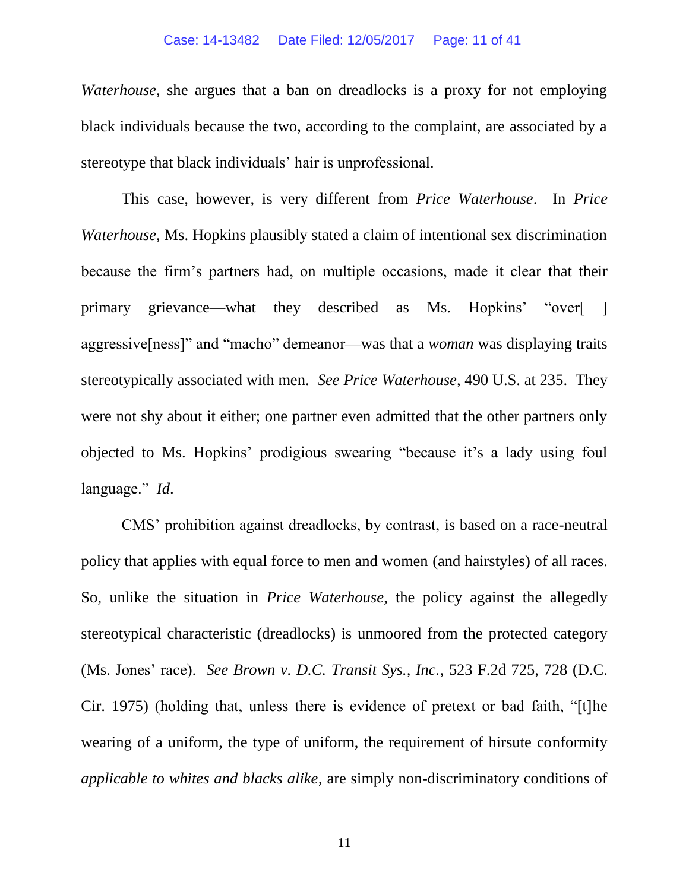*Waterhouse*, she argues that a ban on dreadlocks is a proxy for not employing black individuals because the two, according to the complaint, are associated by a stereotype that black individuals' hair is unprofessional.

This case, however, is very different from *Price Waterhouse*. In *Price Waterhouse*, Ms. Hopkins plausibly stated a claim of intentional sex discrimination because the firm's partners had, on multiple occasions, made it clear that their primary grievance—what they described as Ms. Hopkins' "over[ ] aggressive[ness]" and "macho" demeanor—was that a *woman* was displaying traits stereotypically associated with men. *See Price Waterhouse*, 490 U.S. at 235. They were not shy about it either; one partner even admitted that the other partners only objected to Ms. Hopkins' prodigious swearing "because it's a lady using foul language." *Id*.

CMS' prohibition against dreadlocks, by contrast, is based on a race-neutral policy that applies with equal force to men and women (and hairstyles) of all races. So, unlike the situation in *Price Waterhouse*, the policy against the allegedly stereotypical characteristic (dreadlocks) is unmoored from the protected category (Ms. Jones' race). *See Brown v. D.C. Transit Sys., Inc.*, 523 F.2d 725, 728 (D.C. Cir. 1975) (holding that, unless there is evidence of pretext or bad faith, "[t]he wearing of a uniform, the type of uniform, the requirement of hirsute conformity *applicable to whites and blacks alike*, are simply non-discriminatory conditions of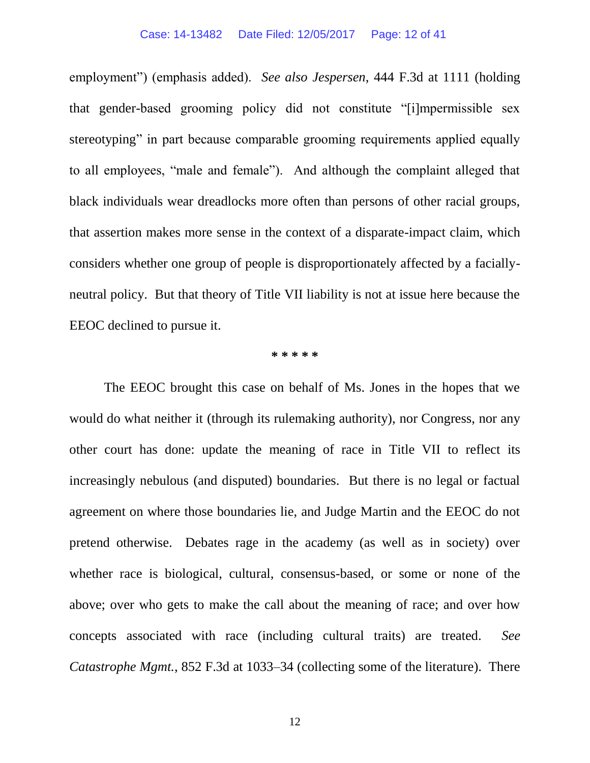employment") (emphasis added). *See also Jespersen*, 444 F.3d at 1111 (holding that gender-based grooming policy did not constitute "[i]mpermissible sex stereotyping" in part because comparable grooming requirements applied equally to all employees, "male and female"). And although the complaint alleged that black individuals wear dreadlocks more often than persons of other racial groups, that assertion makes more sense in the context of a disparate-impact claim, which considers whether one group of people is disproportionately affected by a facially-neutral policy. But that theory of Title VII liability is not at issue here because the EEOC declined to pursue it.

\* \* \* \* \*

The EEOC brought this case on behalf of Ms. Jones in the hopes that we would do what neither it (through its rulemaking authority), nor Congress, nor any other court has done: update the meaning of race in Title VII to reflect its increasingly nebulous (and disputed) boundaries. But there is no legal or factual agreement on where those boundaries lie, and Judge Martin and the EEOC do not pretend otherwise. Debates rage in the academy (as well as in society) over whether race is biological, cultural, consensus-based, or some or none of the above; over who gets to make the call about the meaning of race; and over how concepts associated with race (including cultural traits) are treated. *See Catastrophe Mgmt.*, 852 F.3d at 1033–34 (collecting some of the literature). There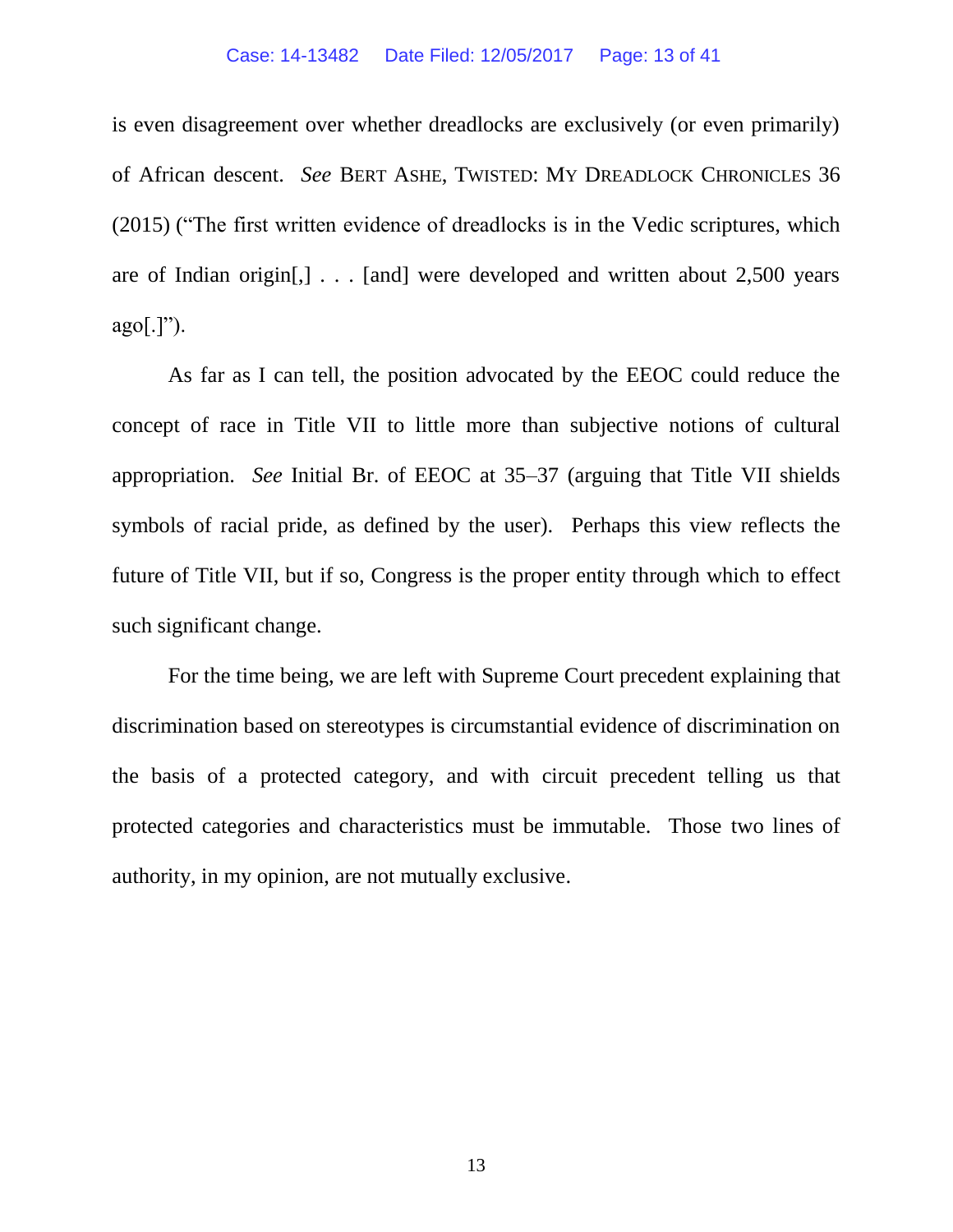is even disagreement over whether dreadlocks are exclusively (or even primarily) of African descent. *See* BERT ASHE, TWISTED: MY DREADLOCK CHRONICLES 36 (2015) ("The first written evidence of dreadlocks is in the Vedic scriptures, which are of Indian origin[,] . . . [and] were developed and written about 2,500 years ago[.]").

As far as I can tell, the position advocated by the EEOC could reduce the concept of race in Title VII to little more than subjective notions of cultural appropriation. *See* Initial Br. of EEOC at 35–37 (arguing that Title VII shields symbols of racial pride, as defined by the user). Perhaps this view reflects the future of Title VII, but if so, Congress is the proper entity through which to effect such significant change.

For the time being, we are left with Supreme Court precedent explaining that discrimination based on stereotypes is circumstantial evidence of discrimination on the basis of a protected category, and with circuit precedent telling us that protected categories and characteristics must be immutable. Those two lines of authority, in my opinion, are not mutually exclusive.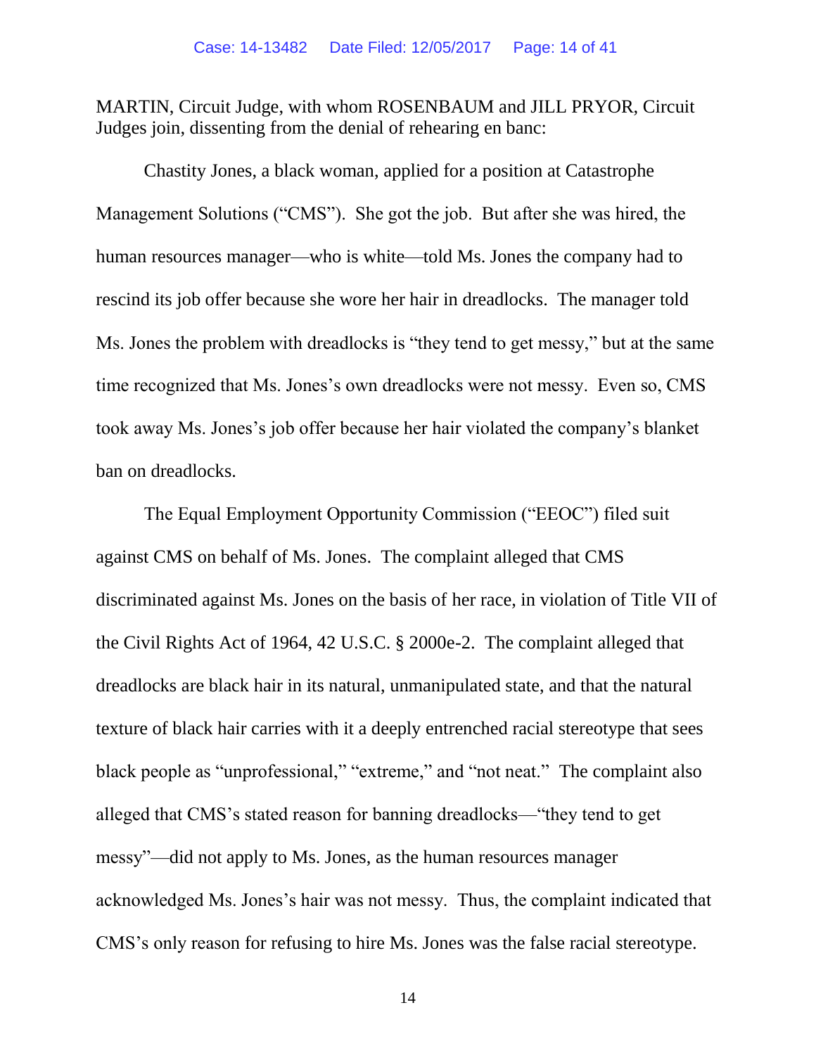MARTIN, Circuit Judge, with whom ROSENBAUM and JILL PRYOR, Circuit Judges join, dissenting from the denial of rehearing en banc:

Chastity Jones, a black woman, applied for a position at Catastrophe Management Solutions ("CMS"). She got the job. But after she was hired, the human resources manager—who is white—told Ms. Jones the company had to rescind its job offer because she wore her hair in dreadlocks. The manager told Ms. Jones the problem with dreadlocks is "they tend to get messy," but at the same time recognized that Ms. Jones's own dreadlocks were not messy. Even so, CMS took away Ms. Jones's job offer because her hair violated the company's blanket ban on dreadlocks.

The Equal Employment Opportunity Commission ("EEOC") filed suit against CMS on behalf of Ms. Jones. The complaint alleged that CMS discriminated against Ms. Jones on the basis of her race, in violation of Title VII of the Civil Rights Act of 1964, 42 U.S.C. § 2000e-2. The complaint alleged that dreadlocks are black hair in its natural, unmanipulated state, and that the natural texture of black hair carries with it a deeply entrenched racial stereotype that sees black people as "unprofessional," "extreme," and "not neat." The complaint also alleged that CMS's stated reason for banning dreadlocks—"they tend to get messy"—did not apply to Ms. Jones, as the human resources manager acknowledged Ms. Jones's hair was not messy. Thus, the complaint indicated that CMS's only reason for refusing to hire Ms. Jones was the false racial stereotype.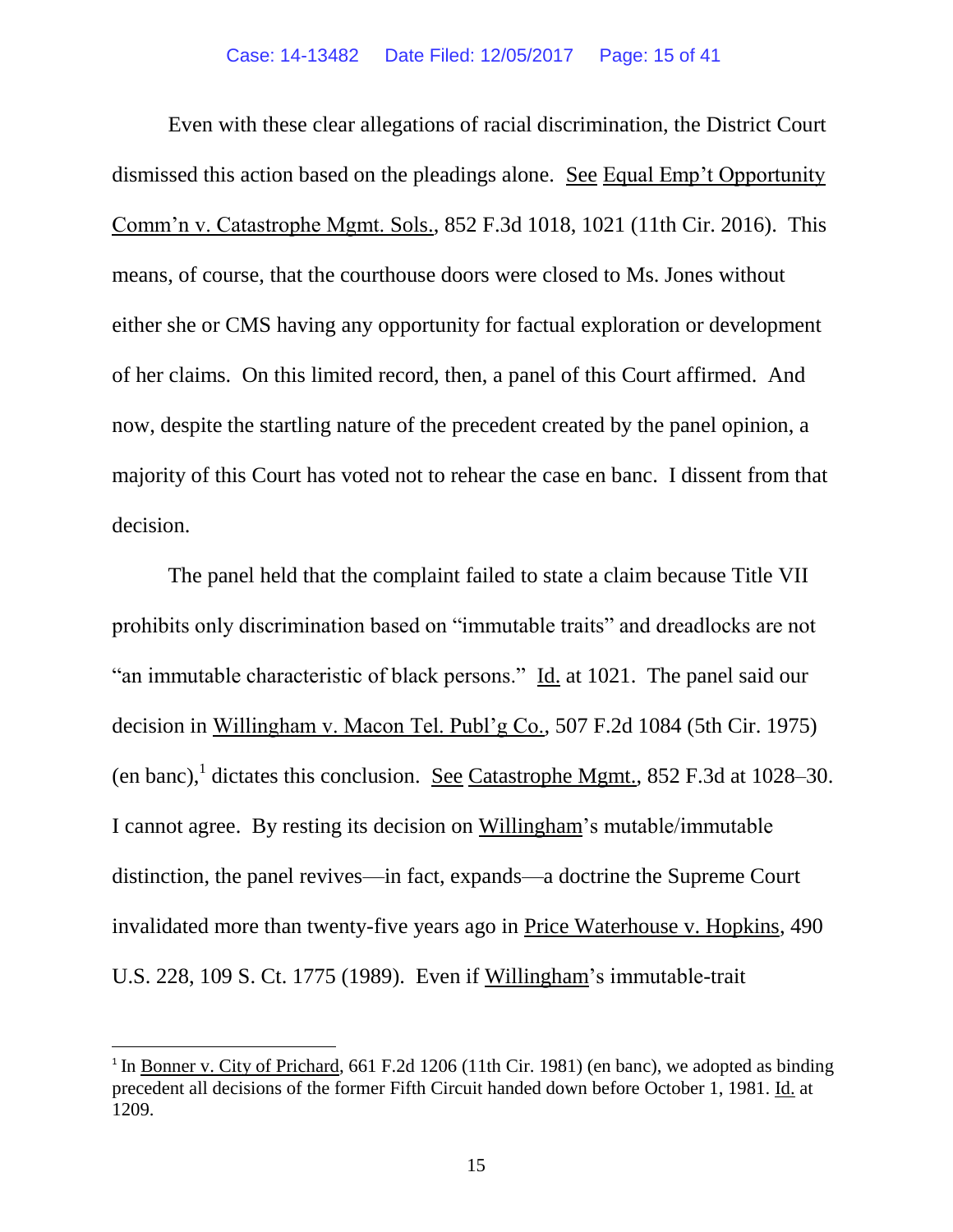Even with these clear allegations of racial discrimination, the District Court dismissed this action based on the pleadings alone. See Equal Emp't Opportunity Comm'n v. Catastrophe Mgmt. Sols., 852 F.3d 1018, 1021 (11th Cir. 2016). This means, of course, that the courthouse doors were closed to Ms. Jones without either she or CMS having any opportunity for factual exploration or development of her claims. On this limited record, then, a panel of this Court affirmed. And now, despite the startling nature of the precedent created by the panel opinion, a majority of this Court has voted not to rehear the case en banc. I dissent from that decision.

The panel held that the complaint failed to state a claim because Title VII prohibits only discrimination based on "immutable traits" and dreadlocks are not "an immutable characteristic of black persons." Id. at 1021. The panel said our decision in Willingham v. Macon Tel. Publ'g Co., 507 F.2d 1084 (5th Cir. 1975) (en banc),[1] dictates this conclusion. See Catastrophe Mgmt., 852 F.3d at 1028–30. I cannot agree. By resting its decision on Willingham's mutable/immutable distinction, the panel revives—in fact, expands—a doctrine the Supreme Court invalidated more than twenty-five years ago in Price Waterhouse v. Hopkins, 490 U.S. 228, 109 S. Ct. 1775 (1989). Even if Willingham's immutable-trait

---

[1] In Bonner v. City of Prichard, 661 F.2d 1206 (11th Cir. 1981) (en banc), we adopted as binding precedent all decisions of the former Fifth Circuit handed down before October 1, 1981. Id. at 1209.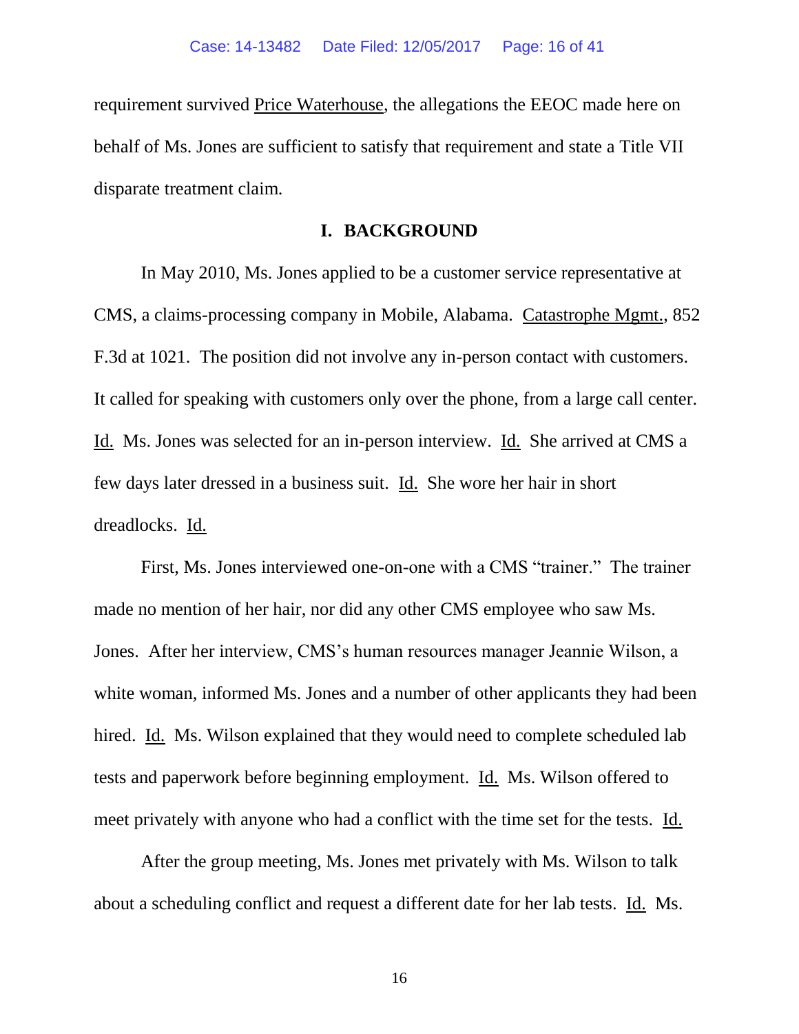requirement survived Price Waterhouse, the allegations the EEOC made here on behalf of Ms. Jones are sufficient to satisfy that requirement and state a Title VII disparate treatment claim.

## I. BACKGROUND

In May 2010, Ms. Jones applied to be a customer service representative at CMS, a claims-processing company in Mobile, Alabama. Catastrophe Mgmt., 852 F.3d at 1021. The position did not involve any in-person contact with customers. It called for speaking with customers only over the phone, from a large call center. Id. Ms. Jones was selected for an in-person interview. Id. She arrived at CMS a few days later dressed in a business suit. Id. She wore her hair in short dreadlocks. Id.

First, Ms. Jones interviewed one-on-one with a CMS "trainer." The trainer made no mention of her hair, nor did any other CMS employee who saw Ms. Jones. After her interview, CMS's human resources manager Jeannie Wilson, a white woman, informed Ms. Jones and a number of other applicants they had been hired. Id. Ms. Wilson explained that they would need to complete scheduled lab tests and paperwork before beginning employment. Id. Ms. Wilson offered to meet privately with anyone who had a conflict with the time set for the tests. Id.

After the group meeting, Ms. Jones met privately with Ms. Wilson to talk about a scheduling conflict and request a different date for her lab tests. Id. Ms.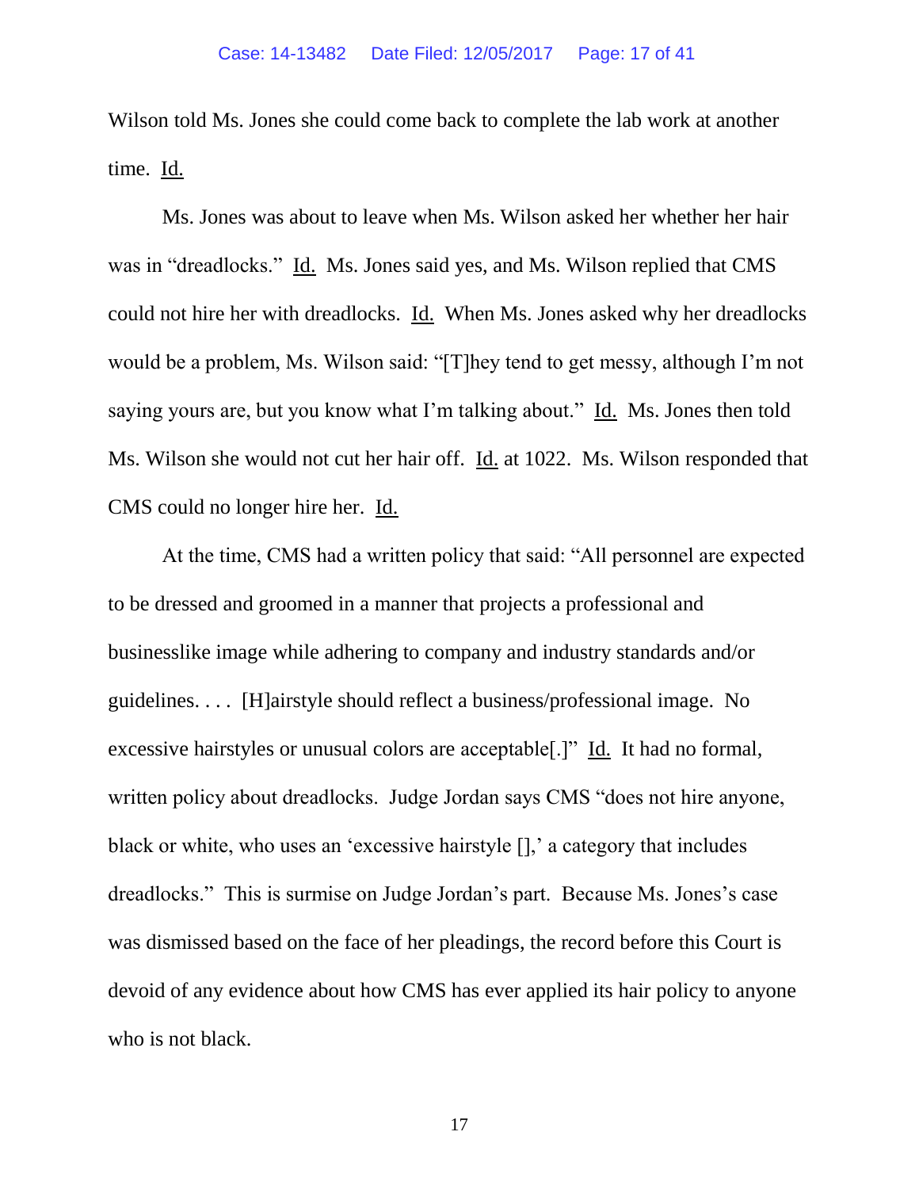Wilson told Ms. Jones she could come back to complete the lab work at another time. Id.

Ms. Jones was about to leave when Ms. Wilson asked her whether her hair was in "dreadlocks." Id. Ms. Jones said yes, and Ms. Wilson replied that CMS could not hire her with dreadlocks. Id. When Ms. Jones asked why her dreadlocks would be a problem, Ms. Wilson said: "[T]hey tend to get messy, although I'm not saying yours are, but you know what I'm talking about." Id. Ms. Jones then told Ms. Wilson she would not cut her hair off. Id. at 1022. Ms. Wilson responded that CMS could no longer hire her. Id.

At the time, CMS had a written policy that said: "All personnel are expected to be dressed and groomed in a manner that projects a professional and businesslike image while adhering to company and industry standards and/or guidelines. . . . [H]airstyle should reflect a business/professional image. No excessive hairstyles or unusual colors are acceptable[.]" Id. It had no formal, written policy about dreadlocks. Judge Jordan says CMS "does not hire anyone, black or white, who uses an 'excessive hairstyle [],' a category that includes dreadlocks." This is surmise on Judge Jordan's part. Because Ms. Jones's case was dismissed based on the face of her pleadings, the record before this Court is devoid of any evidence about how CMS has ever applied its hair policy to anyone who is not black.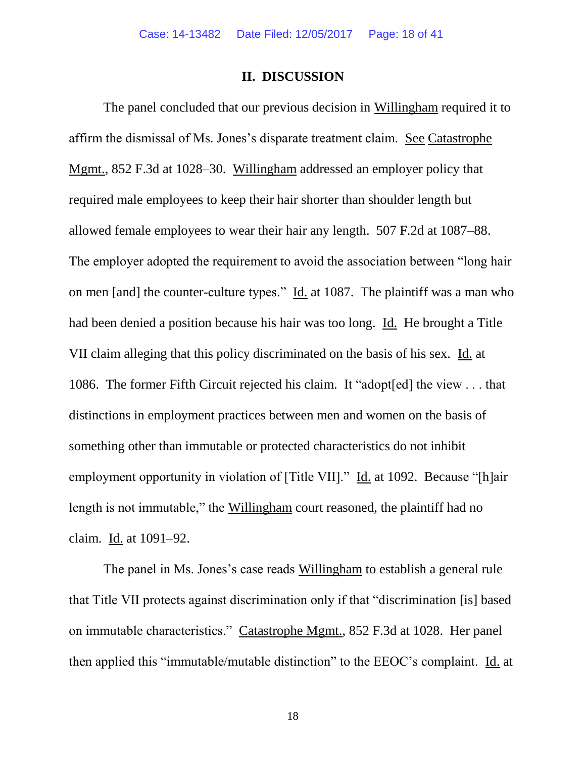## II. DISCUSSION

The panel concluded that our previous decision in Willingham required it to affirm the dismissal of Ms. Jones's disparate treatment claim. See Catastrophe Mgmt., 852 F.3d at 1028–30. Willingham addressed an employer policy that required male employees to keep their hair shorter than shoulder length but allowed female employees to wear their hair any length. 507 F.2d at 1087–88. The employer adopted the requirement to avoid the association between "long hair on men [and] the counter-culture types." Id. at 1087. The plaintiff was a man who had been denied a position because his hair was too long. Id. He brought a Title VII claim alleging that this policy discriminated on the basis of his sex. Id. at 1086. The former Fifth Circuit rejected his claim. It "adopt[ed] the view . . . that distinctions in employment practices between men and women on the basis of something other than immutable or protected characteristics do not inhibit employment opportunity in violation of [Title VII]." Id. at 1092. Because "[h]air length is not immutable," the Willingham court reasoned, the plaintiff had no claim. Id. at 1091–92.

The panel in Ms. Jones's case reads Willingham to establish a general rule that Title VII protects against discrimination only if that "discrimination [is] based on immutable characteristics." Catastrophe Mgmt., 852 F.3d at 1028. Her panel then applied this "immutable/mutable distinction" to the EEOC's complaint. Id. at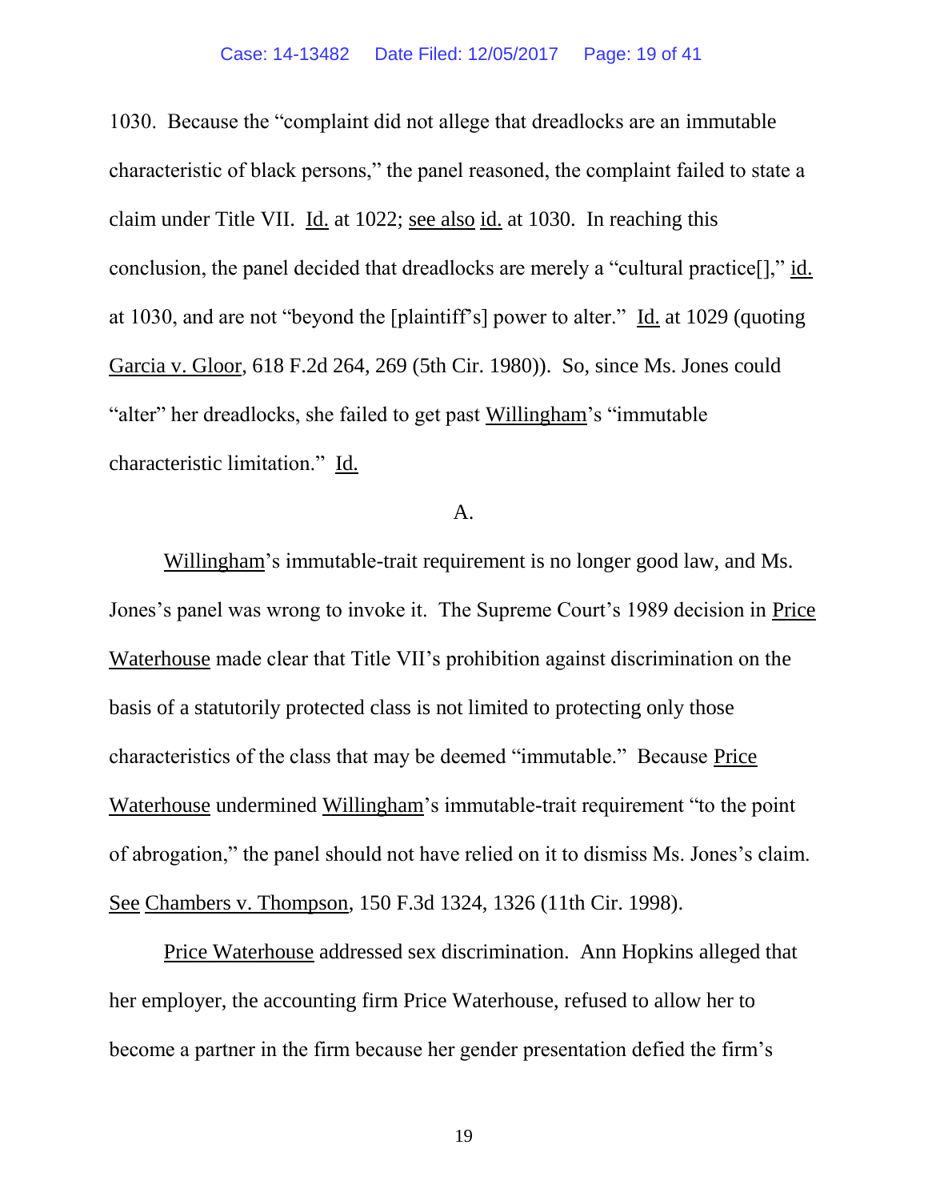1030. Because the "complaint did not allege that dreadlocks are an immutable characteristic of black persons," the panel reasoned, the complaint failed to state a claim under Title VII. Id. at 1022; see also id. at 1030. In reaching this conclusion, the panel decided that dreadlocks are merely a "cultural practice[]," id. at 1030, and are not "beyond the [plaintiff's] power to alter." Id. at 1029 (quoting Garcia v. Gloor, 618 F.2d 264, 269 (5th Cir. 1980)). So, since Ms. Jones could "alter" her dreadlocks, she failed to get past Willingham's "immutable characteristic limitation." Id.

A.

Willingham's immutable-trait requirement is no longer good law, and Ms. Jones's panel was wrong to invoke it. The Supreme Court's 1989 decision in Price Waterhouse made clear that Title VII's prohibition against discrimination on the basis of a statutorily protected class is not limited to protecting only those characteristics of the class that may be deemed "immutable." Because Price Waterhouse undermined Willingham's immutable-trait requirement "to the point of abrogation," the panel should not have relied on it to dismiss Ms. Jones's claim. See Chambers v. Thompson, 150 F.3d 1324, 1326 (11th Cir. 1998).

Price Waterhouse addressed sex discrimination. Ann Hopkins alleged that her employer, the accounting firm Price Waterhouse, refused to allow her to become a partner in the firm because her gender presentation defied the firm's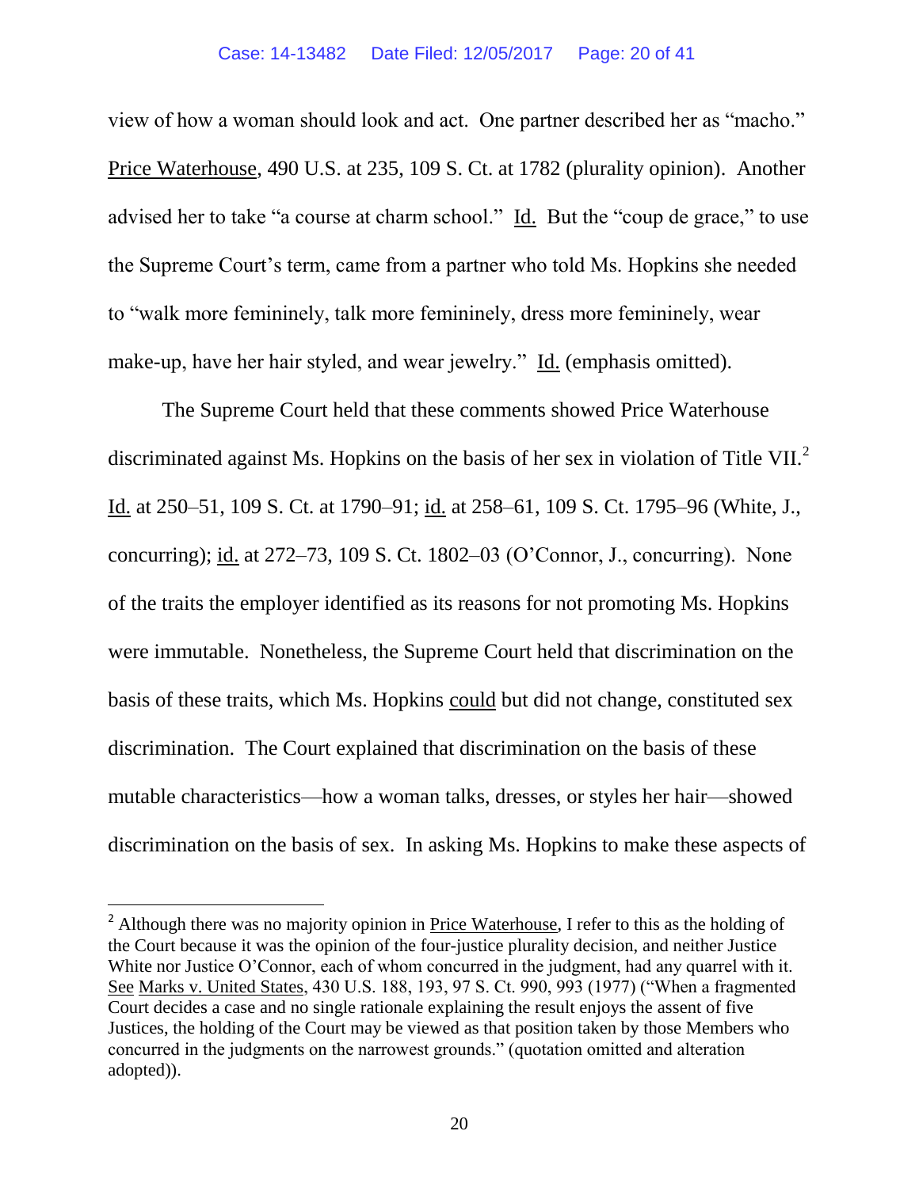view of how a woman should look and act. One partner described her as "macho." Price Waterhouse, 490 U.S. at 235, 109 S. Ct. at 1782 (plurality opinion). Another advised her to take "a course at charm school." Id. But the "coup de grace," to use the Supreme Court's term, came from a partner who told Ms. Hopkins she needed to "walk more femininely, talk more femininely, dress more femininely, wear make-up, have her hair styled, and wear jewelry." Id. (emphasis omitted).

The Supreme Court held that these comments showed Price Waterhouse discriminated against Ms. Hopkins on the basis of her sex in violation of Title VII.[2] Id. at 250–51, 109 S. Ct. at 1790–91; id. at 258–61, 109 S. Ct. 1795–96 (White, J., concurring); id. at 272–73, 109 S. Ct. 1802–03 (O'Connor, J., concurring). None of the traits the employer identified as its reasons for not promoting Ms. Hopkins were immutable. Nonetheless, the Supreme Court held that discrimination on the basis of these traits, which Ms. Hopkins could but did not change, constituted sex discrimination. The Court explained that discrimination on the basis of these mutable characteristics—how a woman talks, dresses, or styles her hair—showed discrimination on the basis of sex. In asking Ms. Hopkins to make these aspects of

[2] Although there was no majority opinion in Price Waterhouse, I refer to this as the holding of the Court because it was the opinion of the four-justice plurality decision, and neither Justice White nor Justice O'Connor, each of whom concurred in the judgment, had any quarrel with it. See Marks v. United States, 430 U.S. 188, 193, 97 S. Ct. 990, 993 (1977) ("When a fragmented Court decides a case and no single rationale explaining the result enjoys the assent of five Justices, the holding of the Court may be viewed as that position taken by those Members who concurred in the judgments on the narrowest grounds." (quotation omitted and alteration adopted)).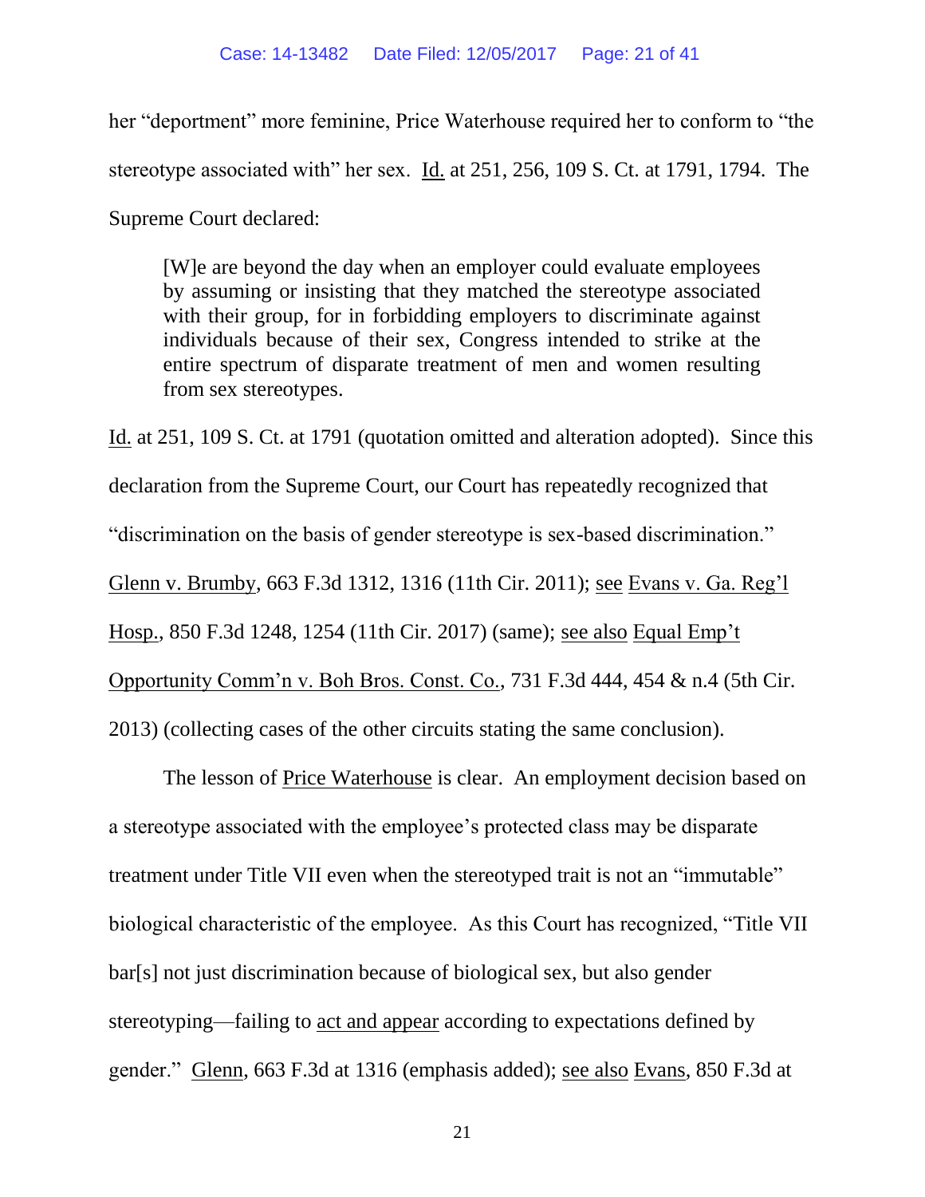her "deportment" more feminine, Price Waterhouse required her to conform to "the stereotype associated with" her sex. Id. at 251, 256, 109 S. Ct. at 1791, 1794. The Supreme Court declared:

> [W]e are beyond the day when an employer could evaluate employees by assuming or insisting that they matched the stereotype associated with their group, for in forbidding employers to discriminate against individuals because of their sex, Congress intended to strike at the entire spectrum of disparate treatment of men and women resulting from sex stereotypes.

Id. at 251, 109 S. Ct. at 1791 (quotation omitted and alteration adopted). Since this declaration from the Supreme Court, our Court has repeatedly recognized that "discrimination on the basis of gender stereotype is sex-based discrimination." Glenn v. Brumby, 663 F.3d 1312, 1316 (11th Cir. 2011); see Evans v. Ga. Reg'l Hosp., 850 F.3d 1248, 1254 (11th Cir. 2017) (same); see also Equal Emp't Opportunity Comm'n v. Boh Bros. Const. Co., 731 F.3d 444, 454 & n.4 (5th Cir. 2013) (collecting cases of the other circuits stating the same conclusion).

The lesson of Price Waterhouse is clear. An employment decision based on a stereotype associated with the employee's protected class may be disparate treatment under Title VII even when the stereotyped trait is not an "immutable" biological characteristic of the employee. As this Court has recognized, "Title VII bar[s] not just discrimination because of biological sex, but also gender stereotyping—failing to act and appear according to expectations defined by gender." Glenn, 663 F.3d at 1316 (emphasis added); see also Evans, 850 F.3d at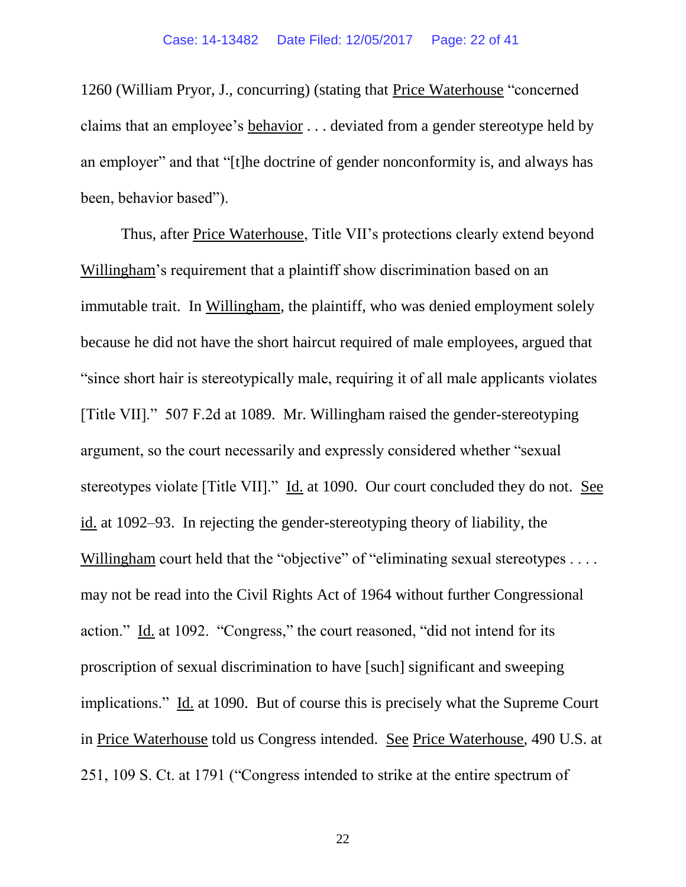1260 (William Pryor, J., concurring) (stating that Price Waterhouse "concerned claims that an employee's behavior . . . deviated from a gender stereotype held by an employer" and that "[t]he doctrine of gender nonconformity is, and always has been, behavior based").

Thus, after Price Waterhouse, Title VII's protections clearly extend beyond Willingham's requirement that a plaintiff show discrimination based on an immutable trait. In Willingham, the plaintiff, who was denied employment solely because he did not have the short haircut required of male employees, argued that "since short hair is stereotypically male, requiring it of all male applicants violates [Title VII]." 507 F.2d at 1089. Mr. Willingham raised the gender-stereotyping argument, so the court necessarily and expressly considered whether "sexual stereotypes violate [Title VII]." Id. at 1090. Our court concluded they do not. See id. at 1092–93. In rejecting the gender-stereotyping theory of liability, the Willingham court held that the "objective" of "eliminating sexual stereotypes . . . . may not be read into the Civil Rights Act of 1964 without further Congressional action." Id. at 1092. "Congress," the court reasoned, "did not intend for its proscription of sexual discrimination to have [such] significant and sweeping implications." Id. at 1090. But of course this is precisely what the Supreme Court in Price Waterhouse told us Congress intended. See Price Waterhouse, 490 U.S. at 251, 109 S. Ct. at 1791 ("Congress intended to strike at the entire spectrum of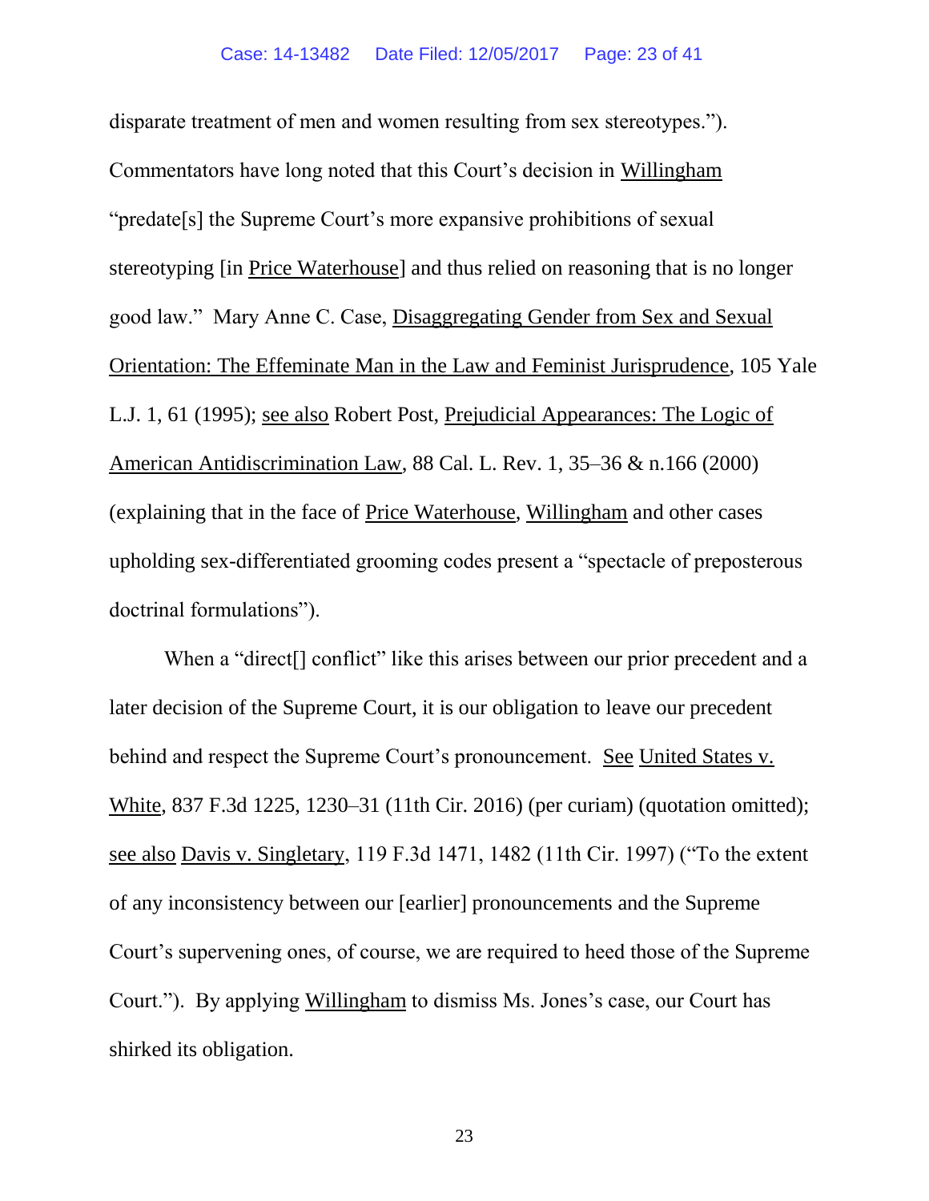disparate treatment of men and women resulting from sex stereotypes."). Commentators have long noted that this Court's decision in Willingham "predate[s] the Supreme Court's more expansive prohibitions of sexual stereotyping [in Price Waterhouse] and thus relied on reasoning that is no longer good law." Mary Anne C. Case, Disaggregating Gender from Sex and Sexual Orientation: The Effeminate Man in the Law and Feminist Jurisprudence, 105 Yale L.J. 1, 61 (1995); see also Robert Post, Prejudicial Appearances: The Logic of American Antidiscrimination Law, 88 Cal. L. Rev. 1, 35–36 & n.166 (2000) (explaining that in the face of Price Waterhouse, Willingham and other cases upholding sex-differentiated grooming codes present a "spectacle of preposterous doctrinal formulations").

When a "direct[] conflict" like this arises between our prior precedent and a later decision of the Supreme Court, it is our obligation to leave our precedent behind and respect the Supreme Court's pronouncement. See United States v. White, 837 F.3d 1225, 1230–31 (11th Cir. 2016) (per curiam) (quotation omitted); see also Davis v. Singletary, 119 F.3d 1471, 1482 (11th Cir. 1997) ("To the extent of any inconsistency between our [earlier] pronouncements and the Supreme Court's supervening ones, of course, we are required to heed those of the Supreme Court."). By applying Willingham to dismiss Ms. Jones's case, our Court has shirked its obligation.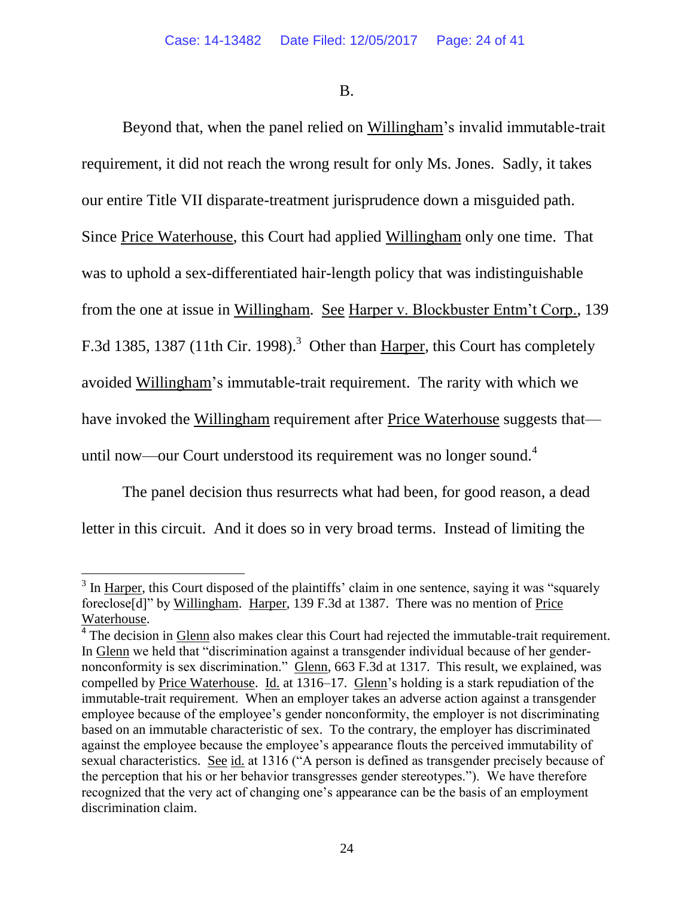B.

Beyond that, when the panel relied on Willingham's invalid immutable-trait requirement, it did not reach the wrong result for only Ms. Jones. Sadly, it takes our entire Title VII disparate-treatment jurisprudence down a misguided path. Since Price Waterhouse, this Court had applied Willingham only one time. That was to uphold a sex-differentiated hair-length policy that was indistinguishable from the one at issue in Willingham. See Harper v. Blockbuster Entm't Corp., 139 F.3d 1385, 1387 (11th Cir. 1998).[3] Other than Harper, this Court has completely avoided Willingham's immutable-trait requirement. The rarity with which we have invoked the Willingham requirement after Price Waterhouse suggests that—until now—our Court understood its requirement was no longer sound.[4]

The panel decision thus resurrects what had been, for good reason, a dead letter in this circuit. And it does so in very broad terms. Instead of limiting the

---

[3] In Harper, this Court disposed of the plaintiffs' claim in one sentence, saying it was "squarely foreclose[d]" by Willingham. Harper, 139 F.3d at 1387. There was no mention of Price Waterhouse.

[4] The decision in Glenn also makes clear this Court had rejected the immutable-trait requirement. In Glenn we held that "discrimination against a transgender individual because of her gender-nonconformity is sex discrimination." Glenn, 663 F.3d at 1317. This result, we explained, was compelled by Price Waterhouse. Id. at 1316–17. Glenn's holding is a stark repudiation of the immutable-trait requirement. When an employer takes an adverse action against a transgender employee because of the employee's gender nonconformity, the employer is not discriminating based on an immutable characteristic of sex. To the contrary, the employer has discriminated against the employee because the employee's appearance flouts the perceived immutability of sexual characteristics. See id. at 1316 ("A person is defined as transgender precisely because of the perception that his or her behavior transgresses gender stereotypes."). We have therefore recognized that the very act of changing one's appearance can be the basis of an employment discrimination claim.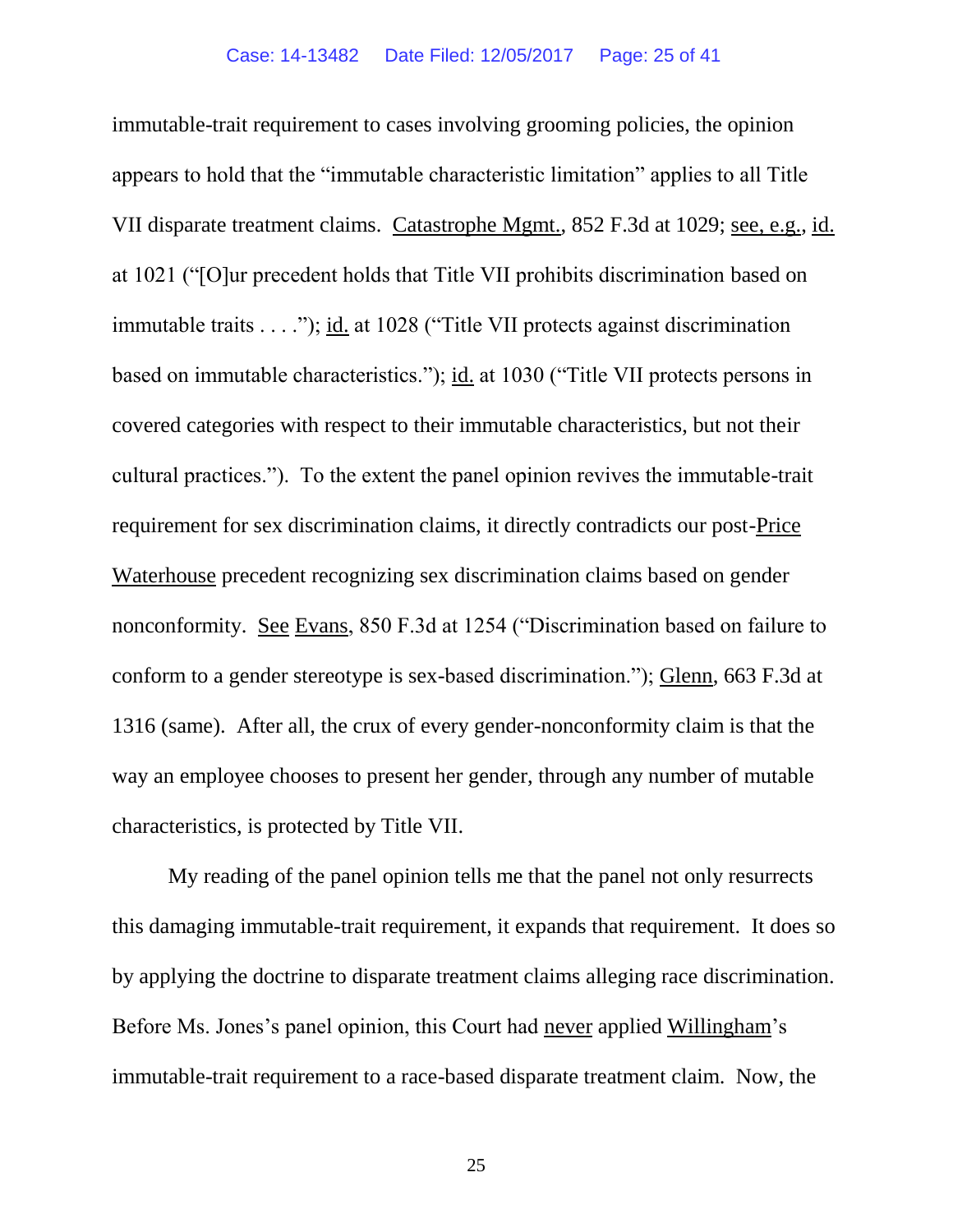immutable-trait requirement to cases involving grooming policies, the opinion appears to hold that the "immutable characteristic limitation" applies to all Title VII disparate treatment claims. Catastrophe Mgmt., 852 F.3d at 1029; see, e.g., id. at 1021 ("[O]ur precedent holds that Title VII prohibits discrimination based on immutable traits . . . ."); id. at 1028 ("Title VII protects against discrimination based on immutable characteristics."); id. at 1030 ("Title VII protects persons in covered categories with respect to their immutable characteristics, but not their cultural practices."). To the extent the panel opinion revives the immutable-trait requirement for sex discrimination claims, it directly contradicts our post-Price Waterhouse precedent recognizing sex discrimination claims based on gender nonconformity. See Evans, 850 F.3d at 1254 ("Discrimination based on failure to conform to a gender stereotype is sex-based discrimination."); Glenn, 663 F.3d at 1316 (same). After all, the crux of every gender-nonconformity claim is that the way an employee chooses to present her gender, through any number of mutable characteristics, is protected by Title VII.

My reading of the panel opinion tells me that the panel not only resurrects this damaging immutable-trait requirement, it expands that requirement. It does so by applying the doctrine to disparate treatment claims alleging race discrimination. Before Ms. Jones's panel opinion, this Court had never applied Willingham's immutable-trait requirement to a race-based disparate treatment claim. Now, the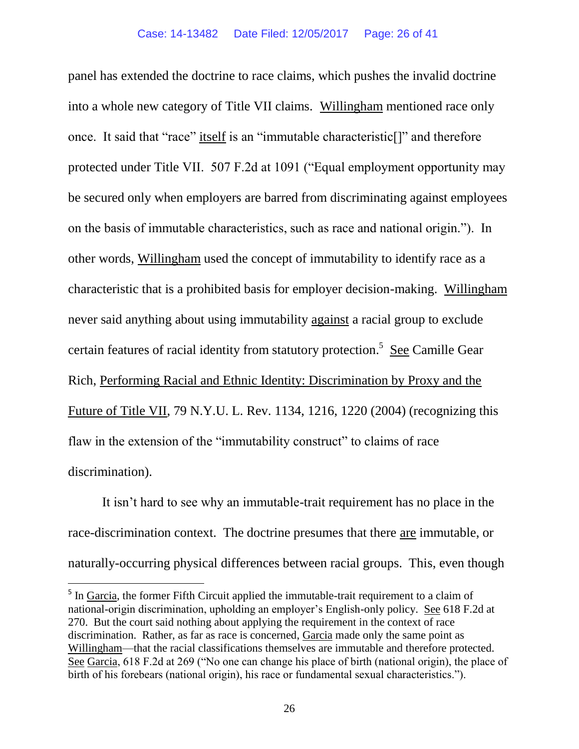panel has extended the doctrine to race claims, which pushes the invalid doctrine into a whole new category of Title VII claims. Willingham mentioned race only once. It said that "race" itself is an "immutable characteristic[]" and therefore protected under Title VII. 507 F.2d at 1091 ("Equal employment opportunity may be secured only when employers are barred from discriminating against employees on the basis of immutable characteristics, such as race and national origin."). In other words, Willingham used the concept of immutability to identify race as a characteristic that is a prohibited basis for employer decision-making. Willingham never said anything about using immutability against a racial group to exclude certain features of racial identity from statutory protection.[5] See Camille Gear Rich, Performing Racial and Ethnic Identity: Discrimination by Proxy and the Future of Title VII, 79 N.Y.U. L. Rev. 1134, 1216, 1220 (2004) (recognizing this flaw in the extension of the "immutability construct" to claims of race discrimination).

It isn't hard to see why an immutable-trait requirement has no place in the race-discrimination context. The doctrine presumes that there are immutable, or naturally-occurring physical differences between racial groups. This, even though

---

[5] In Garcia, the former Fifth Circuit applied the immutable-trait requirement to a claim of national-origin discrimination, upholding an employer's English-only policy. See 618 F.2d at 270. But the court said nothing about applying the requirement in the context of race discrimination. Rather, as far as race is concerned, Garcia made only the same point as Willingham—that the racial classifications themselves are immutable and therefore protected. See Garcia, 618 F.2d at 269 ("No one can change his place of birth (national origin), the place of birth of his forebears (national origin), his race or fundamental sexual characteristics.").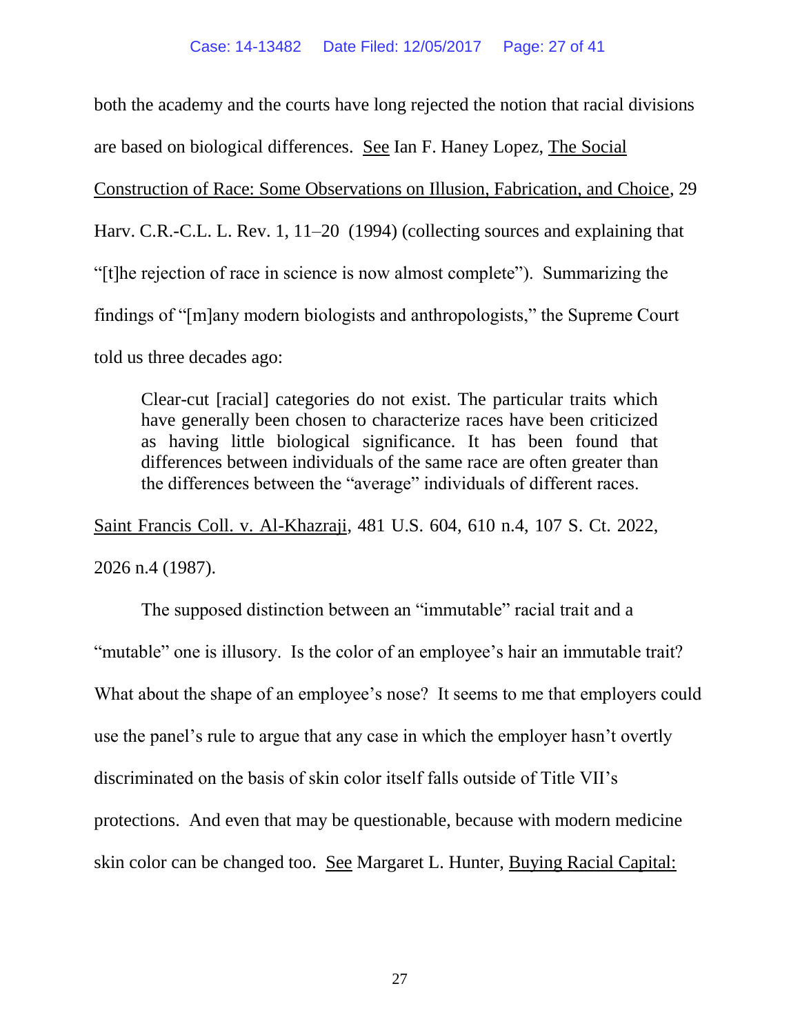both the academy and the courts have long rejected the notion that racial divisions are based on biological differences. See Ian F. Haney Lopez, The Social Construction of Race: Some Observations on Illusion, Fabrication, and Choice, 29 Harv. C.R.-C.L. L. Rev. 1, 11–20 (1994) (collecting sources and explaining that "[t]he rejection of race in science is now almost complete"). Summarizing the findings of "[m]any modern biologists and anthropologists," the Supreme Court told us three decades ago:

> Clear-cut [racial] categories do not exist. The particular traits which have generally been chosen to characterize races have been criticized as having little biological significance. It has been found that differences between individuals of the same race are often greater than the differences between the "average" individuals of different races.

Saint Francis Coll. v. Al-Khazraji, 481 U.S. 604, 610 n.4, 107 S. Ct. 2022, 2026 n.4 (1987).

The supposed distinction between an "immutable" racial trait and a "mutable" one is illusory. Is the color of an employee's hair an immutable trait? What about the shape of an employee's nose? It seems to me that employers could use the panel's rule to argue that any case in which the employer hasn't overtly discriminated on the basis of skin color itself falls outside of Title VII's protections. And even that may be questionable, because with modern medicine skin color can be changed too. See Margaret L. Hunter, Buying Racial Capital: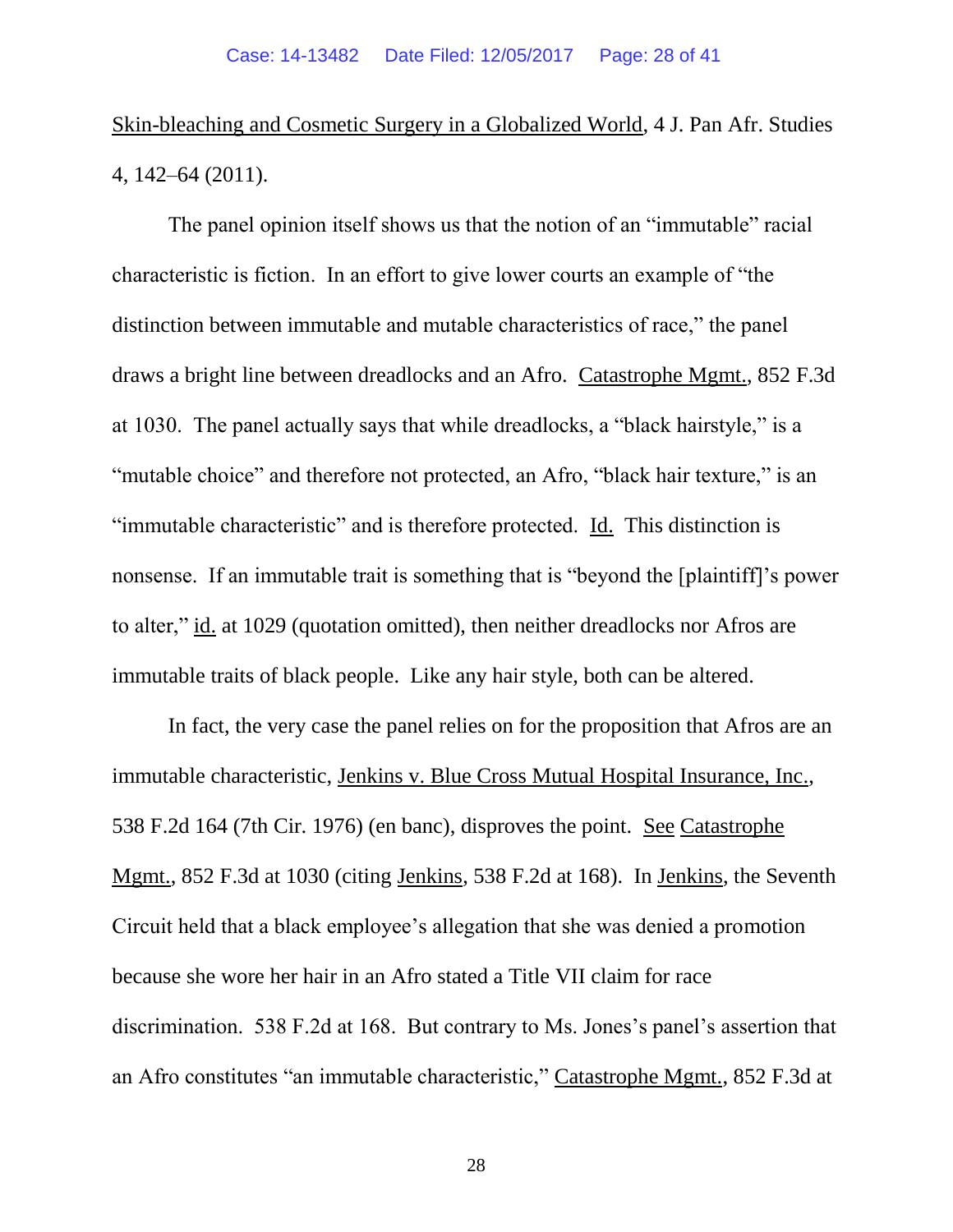Skin-bleaching and Cosmetic Surgery in a Globalized World, 4 J. Pan Afr. Studies 4, 142–64 (2011).

The panel opinion itself shows us that the notion of an "immutable" racial characteristic is fiction. In an effort to give lower courts an example of "the distinction between immutable and mutable characteristics of race," the panel draws a bright line between dreadlocks and an Afro. Catastrophe Mgmt., 852 F.3d at 1030. The panel actually says that while dreadlocks, a "black hairstyle," is a "mutable choice" and therefore not protected, an Afro, "black hair texture," is an "immutable characteristic" and is therefore protected. Id. This distinction is nonsense. If an immutable trait is something that is "beyond the [plaintiff]'s power to alter," id. at 1029 (quotation omitted), then neither dreadlocks nor Afros are immutable traits of black people. Like any hair style, both can be altered.

In fact, the very case the panel relies on for the proposition that Afros are an immutable characteristic, Jenkins v. Blue Cross Mutual Hospital Insurance, Inc., 538 F.2d 164 (7th Cir. 1976) (en banc), disproves the point. See Catastrophe Mgmt., 852 F.3d at 1030 (citing Jenkins, 538 F.2d at 168). In Jenkins, the Seventh Circuit held that a black employee's allegation that she was denied a promotion because she wore her hair in an Afro stated a Title VII claim for race discrimination. 538 F.2d at 168. But contrary to Ms. Jones's panel's assertion that an Afro constitutes "an immutable characteristic," Catastrophe Mgmt., 852 F.3d at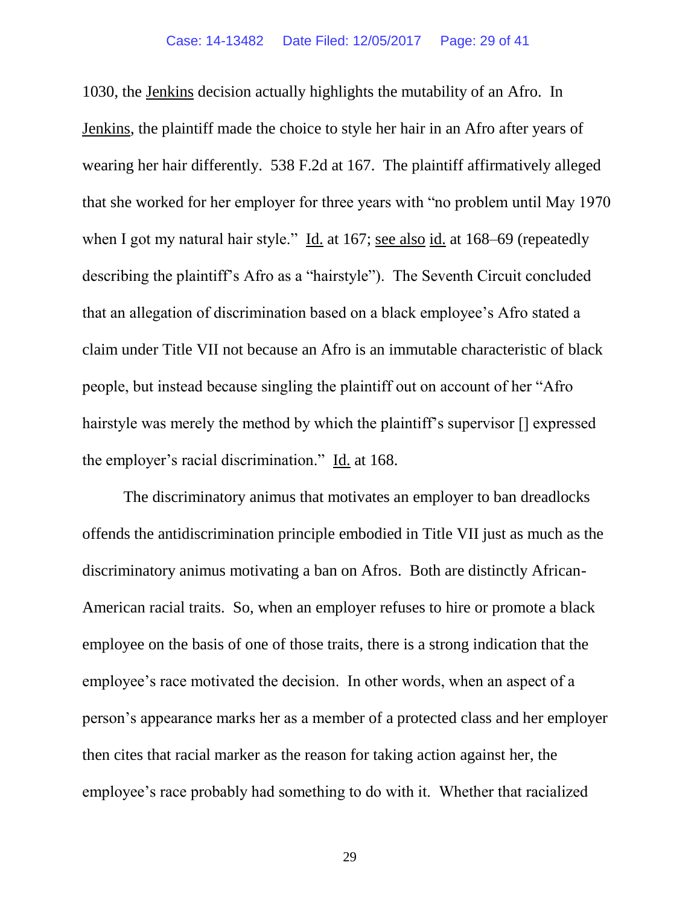1030, the Jenkins decision actually highlights the mutability of an Afro. In Jenkins, the plaintiff made the choice to style her hair in an Afro after years of wearing her hair differently. 538 F.2d at 167. The plaintiff affirmatively alleged that she worked for her employer for three years with "no problem until May 1970 when I got my natural hair style." Id. at 167; see also id. at 168–69 (repeatedly describing the plaintiff's Afro as a "hairstyle"). The Seventh Circuit concluded that an allegation of discrimination based on a black employee's Afro stated a claim under Title VII not because an Afro is an immutable characteristic of black people, but instead because singling the plaintiff out on account of her "Afro hairstyle was merely the method by which the plaintiff's supervisor [] expressed the employer's racial discrimination." Id. at 168.

The discriminatory animus that motivates an employer to ban dreadlocks offends the antidiscrimination principle embodied in Title VII just as much as the discriminatory animus motivating a ban on Afros. Both are distinctly African-American racial traits. So, when an employer refuses to hire or promote a black employee on the basis of one of those traits, there is a strong indication that the employee's race motivated the decision. In other words, when an aspect of a person's appearance marks her as a member of a protected class and her employer then cites that racial marker as the reason for taking action against her, the employee's race probably had something to do with it. Whether that racialized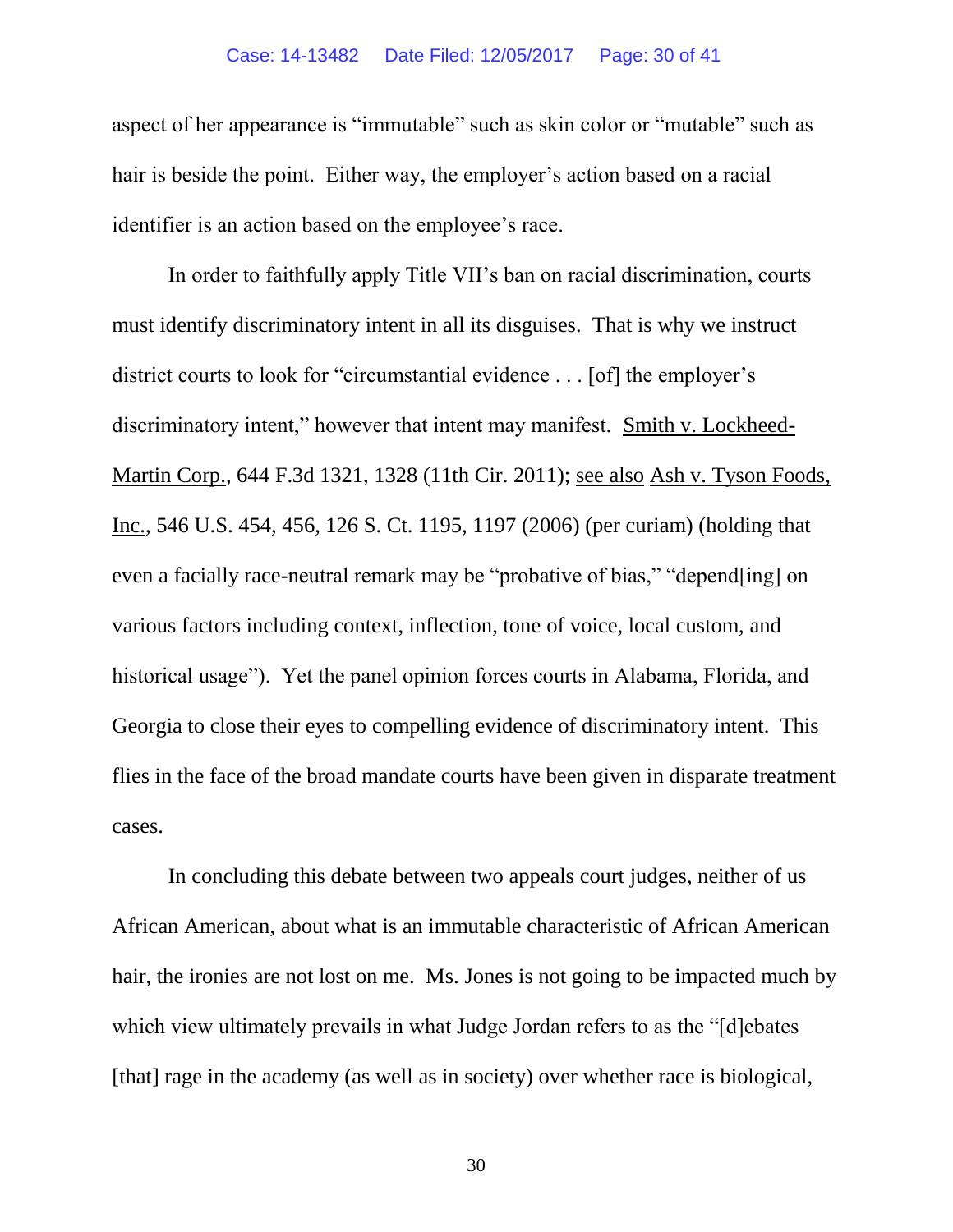aspect of her appearance is "immutable" such as skin color or "mutable" such as hair is beside the point. Either way, the employer's action based on a racial identifier is an action based on the employee's race.

In order to faithfully apply Title VII's ban on racial discrimination, courts must identify discriminatory intent in all its disguises. That is why we instruct district courts to look for "circumstantial evidence . . . [of] the employer's discriminatory intent," however that intent may manifest. Smith v. Lockheed-Martin Corp., 644 F.3d 1321, 1328 (11th Cir. 2011); see also Ash v. Tyson Foods, Inc., 546 U.S. 454, 456, 126 S. Ct. 1195, 1197 (2006) (per curiam) (holding that even a facially race-neutral remark may be "probative of bias," "depend[ing] on various factors including context, inflection, tone of voice, local custom, and historical usage"). Yet the panel opinion forces courts in Alabama, Florida, and Georgia to close their eyes to compelling evidence of discriminatory intent. This flies in the face of the broad mandate courts have been given in disparate treatment cases.

In concluding this debate between two appeals court judges, neither of us African American, about what is an immutable characteristic of African American hair, the ironies are not lost on me. Ms. Jones is not going to be impacted much by which view ultimately prevails in what Judge Jordan refers to as the "[d]ebates [that] rage in the academy (as well as in society) over whether race is biological,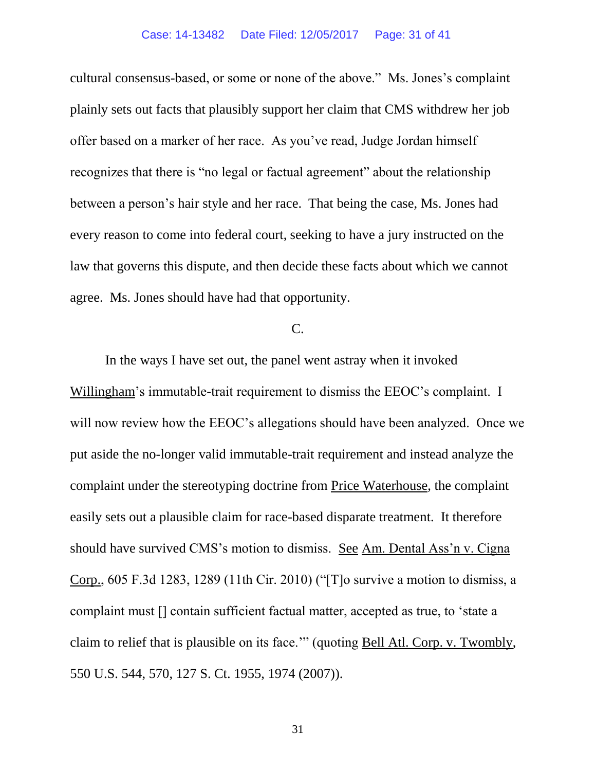cultural consensus-based, or some or none of the above." Ms. Jones's complaint plainly sets out facts that plausibly support her claim that CMS withdrew her job offer based on a marker of her race. As you've read, Judge Jordan himself recognizes that there is "no legal or factual agreement" about the relationship between a person's hair style and her race. That being the case, Ms. Jones had every reason to come into federal court, seeking to have a jury instructed on the law that governs this dispute, and then decide these facts about which we cannot agree. Ms. Jones should have had that opportunity.

C.

In the ways I have set out, the panel went astray when it invoked Willingham's immutable-trait requirement to dismiss the EEOC's complaint. I will now review how the EEOC's allegations should have been analyzed. Once we put aside the no-longer valid immutable-trait requirement and instead analyze the complaint under the stereotyping doctrine from Price Waterhouse, the complaint easily sets out a plausible claim for race-based disparate treatment. It therefore should have survived CMS's motion to dismiss. See Am. Dental Ass'n v. Cigna Corp., 605 F.3d 1283, 1289 (11th Cir. 2010) ("[T]o survive a motion to dismiss, a complaint must [] contain sufficient factual matter, accepted as true, to 'state a claim to relief that is plausible on its face.'" (quoting Bell Atl. Corp. v. Twombly, 550 U.S. 544, 570, 127 S. Ct. 1955, 1974 (2007)).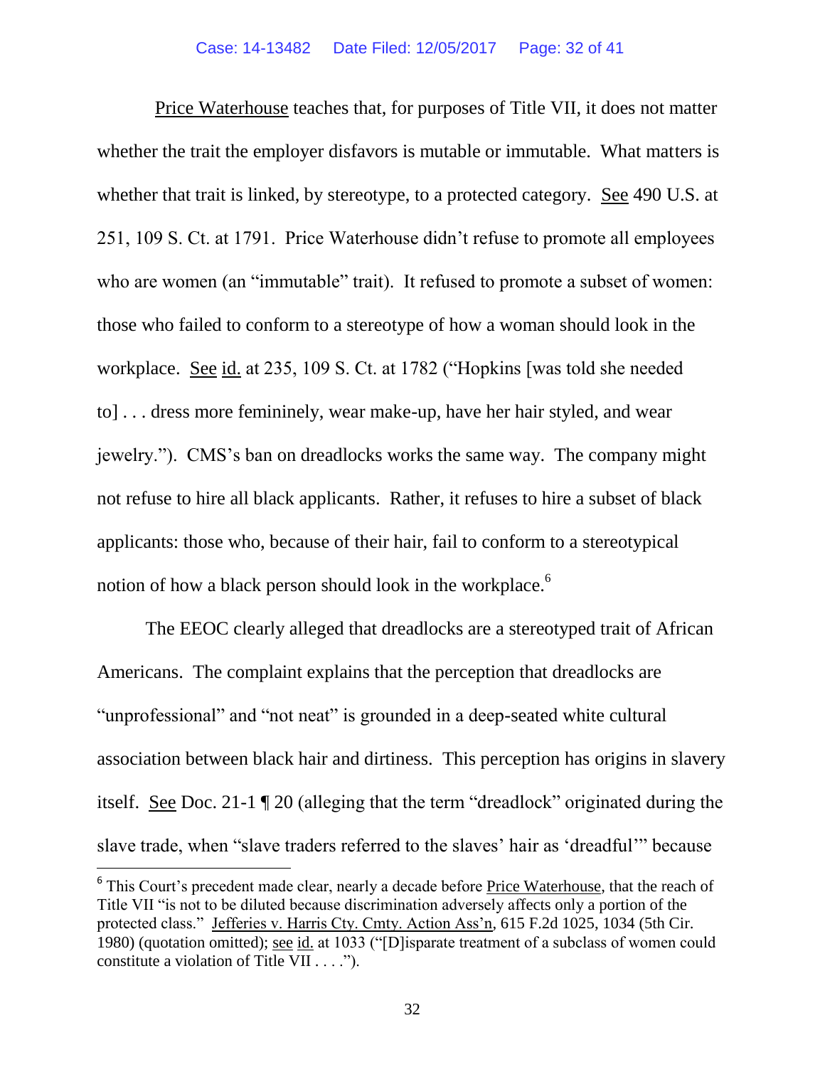Price Waterhouse teaches that, for purposes of Title VII, it does not matter whether the trait the employer disfavors is mutable or immutable. What matters is whether that trait is linked, by stereotype, to a protected category. See 490 U.S. at 251, 109 S. Ct. at 1791. Price Waterhouse didn't refuse to promote all employees who are women (an "immutable" trait). It refused to promote a subset of women: those who failed to conform to a stereotype of how a woman should look in the workplace. See id. at 235, 109 S. Ct. at 1782 ("Hopkins [was told she needed to] . . . dress more femininely, wear make-up, have her hair styled, and wear jewelry."). CMS's ban on dreadlocks works the same way. The company might not refuse to hire all black applicants. Rather, it refuses to hire a subset of black applicants: those who, because of their hair, fail to conform to a stereotypical notion of how a black person should look in the workplace.[6]

The EEOC clearly alleged that dreadlocks are a stereotyped trait of African Americans. The complaint explains that the perception that dreadlocks are "unprofessional" and "not neat" is grounded in a deep-seated white cultural association between black hair and dirtiness. This perception has origins in slavery itself. See Doc. 21-1 ¶ 20 (alleging that the term "dreadlock" originated during the slave trade, when "slave traders referred to the slaves' hair as 'dreadful'" because

---

[6] This Court's precedent made clear, nearly a decade before Price Waterhouse, that the reach of Title VII "is not to be diluted because discrimination adversely affects only a portion of the protected class." Jefferies v. Harris Cty. Cmty. Action Ass'n, 615 F.2d 1025, 1034 (5th Cir. 1980) (quotation omitted); see id. at 1033 ("[D]isparate treatment of a subclass of women could constitute a violation of Title VII . . . .").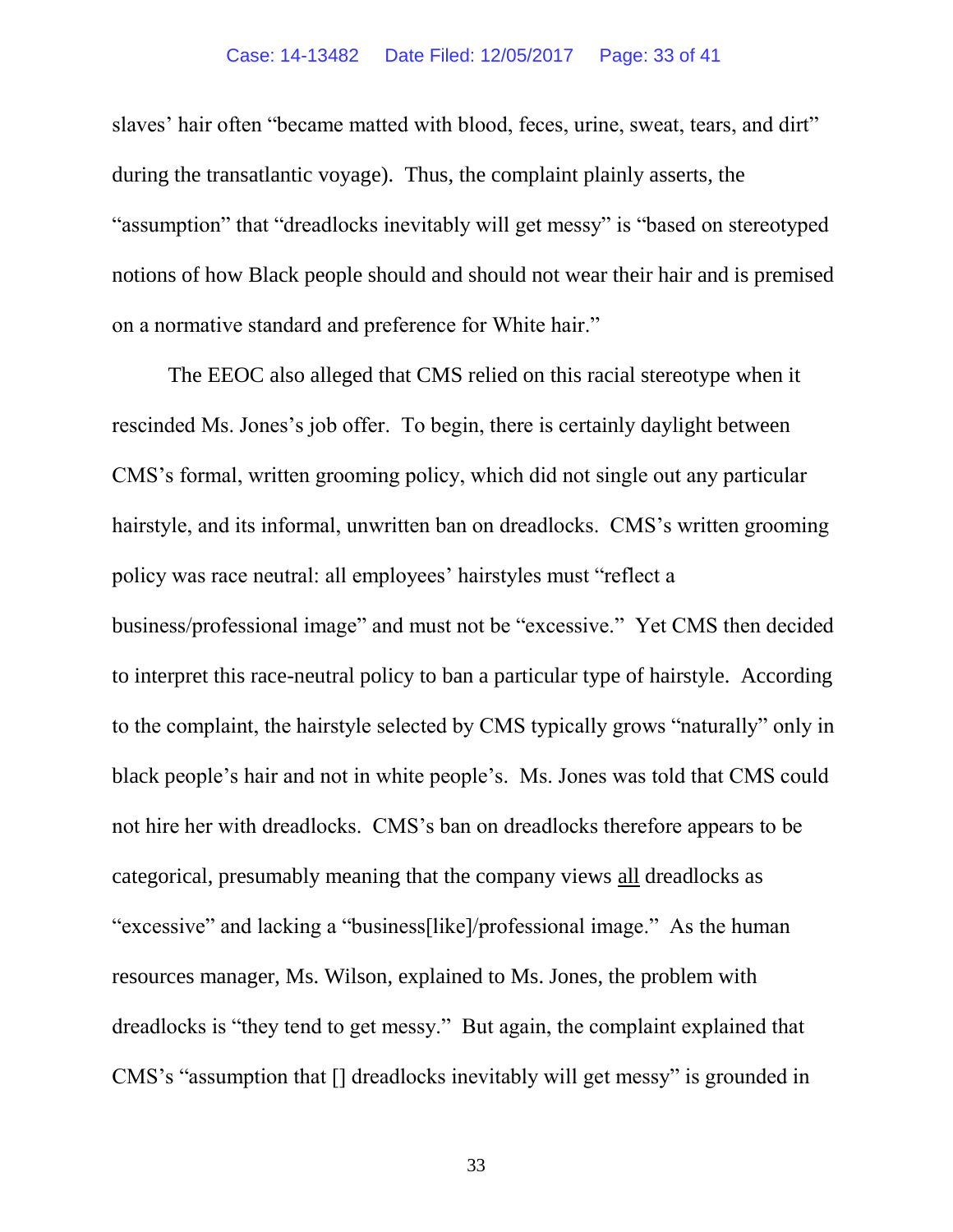slaves' hair often "became matted with blood, feces, urine, sweat, tears, and dirt" during the transatlantic voyage). Thus, the complaint plainly asserts, the "assumption" that "dreadlocks inevitably will get messy" is "based on stereotyped notions of how Black people should and should not wear their hair and is premised on a normative standard and preference for White hair."

The EEOC also alleged that CMS relied on this racial stereotype when it rescinded Ms. Jones's job offer. To begin, there is certainly daylight between CMS's formal, written grooming policy, which did not single out any particular hairstyle, and its informal, unwritten ban on dreadlocks. CMS's written grooming policy was race neutral: all employees' hairstyles must "reflect a business/professional image" and must not be "excessive." Yet CMS then decided to interpret this race-neutral policy to ban a particular type of hairstyle. According to the complaint, the hairstyle selected by CMS typically grows "naturally" only in black people's hair and not in white people's. Ms. Jones was told that CMS could not hire her with dreadlocks. CMS's ban on dreadlocks therefore appears to be categorical, presumably meaning that the company views <u>all</u> dreadlocks as "excessive" and lacking a "business[like]/professional image." As the human resources manager, Ms. Wilson, explained to Ms. Jones, the problem with dreadlocks is "they tend to get messy." But again, the complaint explained that CMS's "assumption that [] dreadlocks inevitably will get messy" is grounded in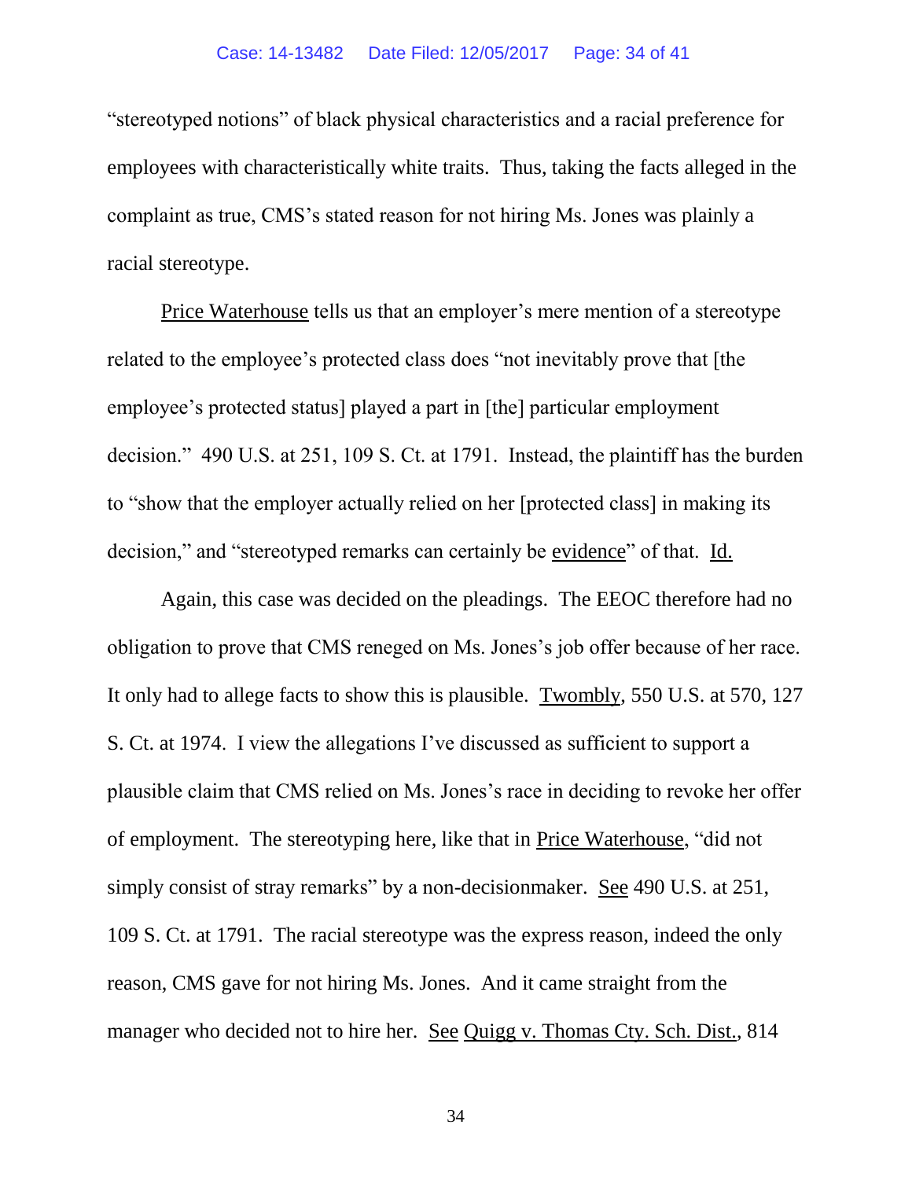"stereotyped notions" of black physical characteristics and a racial preference for employees with characteristically white traits. Thus, taking the facts alleged in the complaint as true, CMS's stated reason for not hiring Ms. Jones was plainly a racial stereotype.

Price Waterhouse tells us that an employer's mere mention of a stereotype related to the employee's protected class does "not inevitably prove that [the employee's protected status] played a part in [the] particular employment decision." 490 U.S. at 251, 109 S. Ct. at 1791. Instead, the plaintiff has the burden to "show that the employer actually relied on her [protected class] in making its decision," and "stereotyped remarks can certainly be evidence" of that. Id.

Again, this case was decided on the pleadings. The EEOC therefore had no obligation to prove that CMS reneged on Ms. Jones's job offer because of her race. It only had to allege facts to show this is plausible. Twombly, 550 U.S. at 570, 127 S. Ct. at 1974. I view the allegations I've discussed as sufficient to support a plausible claim that CMS relied on Ms. Jones's race in deciding to revoke her offer of employment. The stereotyping here, like that in Price Waterhouse, "did not simply consist of stray remarks" by a non-decisionmaker. See 490 U.S. at 251, 109 S. Ct. at 1791. The racial stereotype was the express reason, indeed the only reason, CMS gave for not hiring Ms. Jones. And it came straight from the manager who decided not to hire her. See Quigg v. Thomas Cty. Sch. Dist., 814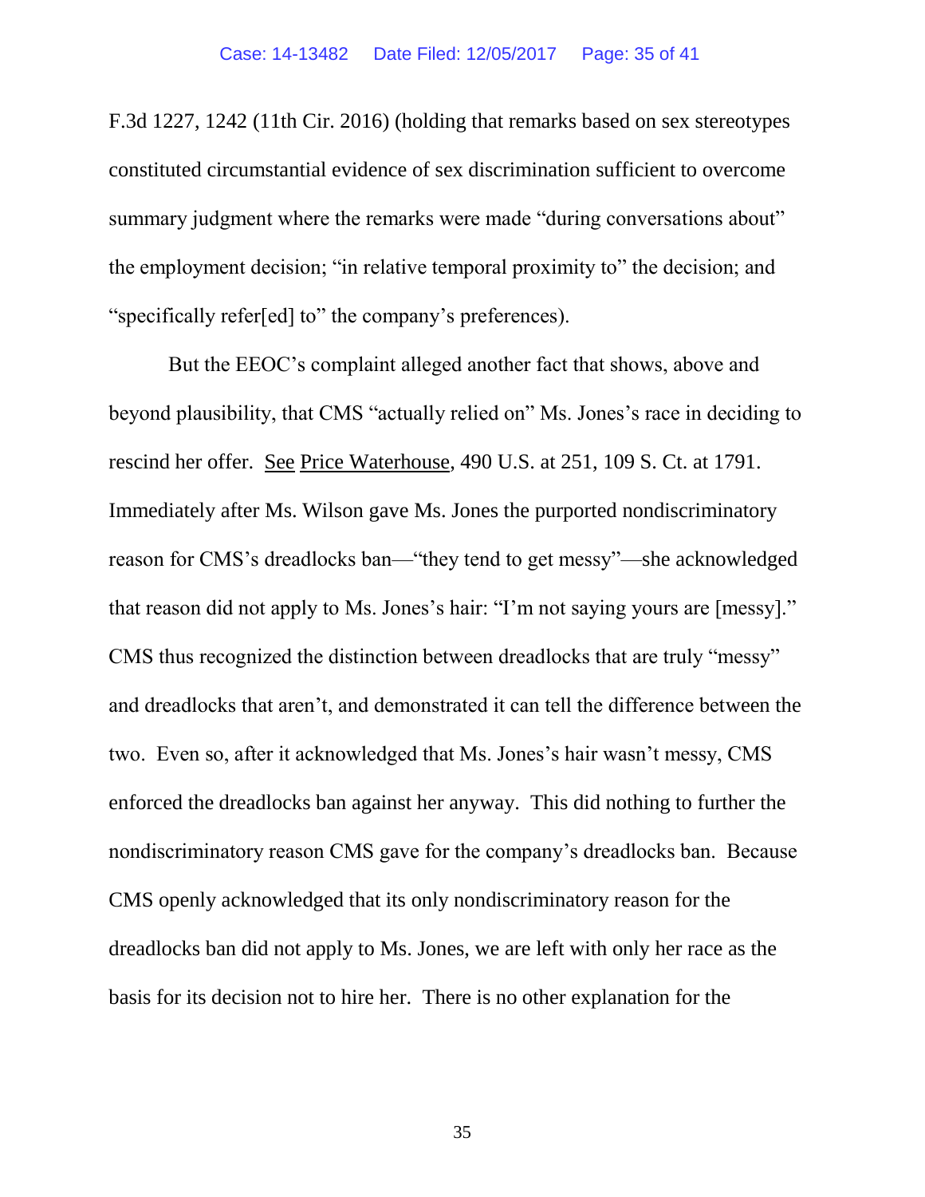F.3d 1227, 1242 (11th Cir. 2016) (holding that remarks based on sex stereotypes constituted circumstantial evidence of sex discrimination sufficient to overcome summary judgment where the remarks were made "during conversations about" the employment decision; "in relative temporal proximity to" the decision; and "specifically refer[ed] to" the company's preferences).

But the EEOC's complaint alleged another fact that shows, above and beyond plausibility, that CMS "actually relied on" Ms. Jones's race in deciding to rescind her offer. See Price Waterhouse, 490 U.S. at 251, 109 S. Ct. at 1791. Immediately after Ms. Wilson gave Ms. Jones the purported nondiscriminatory reason for CMS's dreadlocks ban—"they tend to get messy"—she acknowledged that reason did not apply to Ms. Jones's hair: "I'm not saying yours are [messy]." CMS thus recognized the distinction between dreadlocks that are truly "messy" and dreadlocks that aren't, and demonstrated it can tell the difference between the two. Even so, after it acknowledged that Ms. Jones's hair wasn't messy, CMS enforced the dreadlocks ban against her anyway. This did nothing to further the nondiscriminatory reason CMS gave for the company's dreadlocks ban. Because CMS openly acknowledged that its only nondiscriminatory reason for the dreadlocks ban did not apply to Ms. Jones, we are left with only her race as the basis for its decision not to hire her. There is no other explanation for the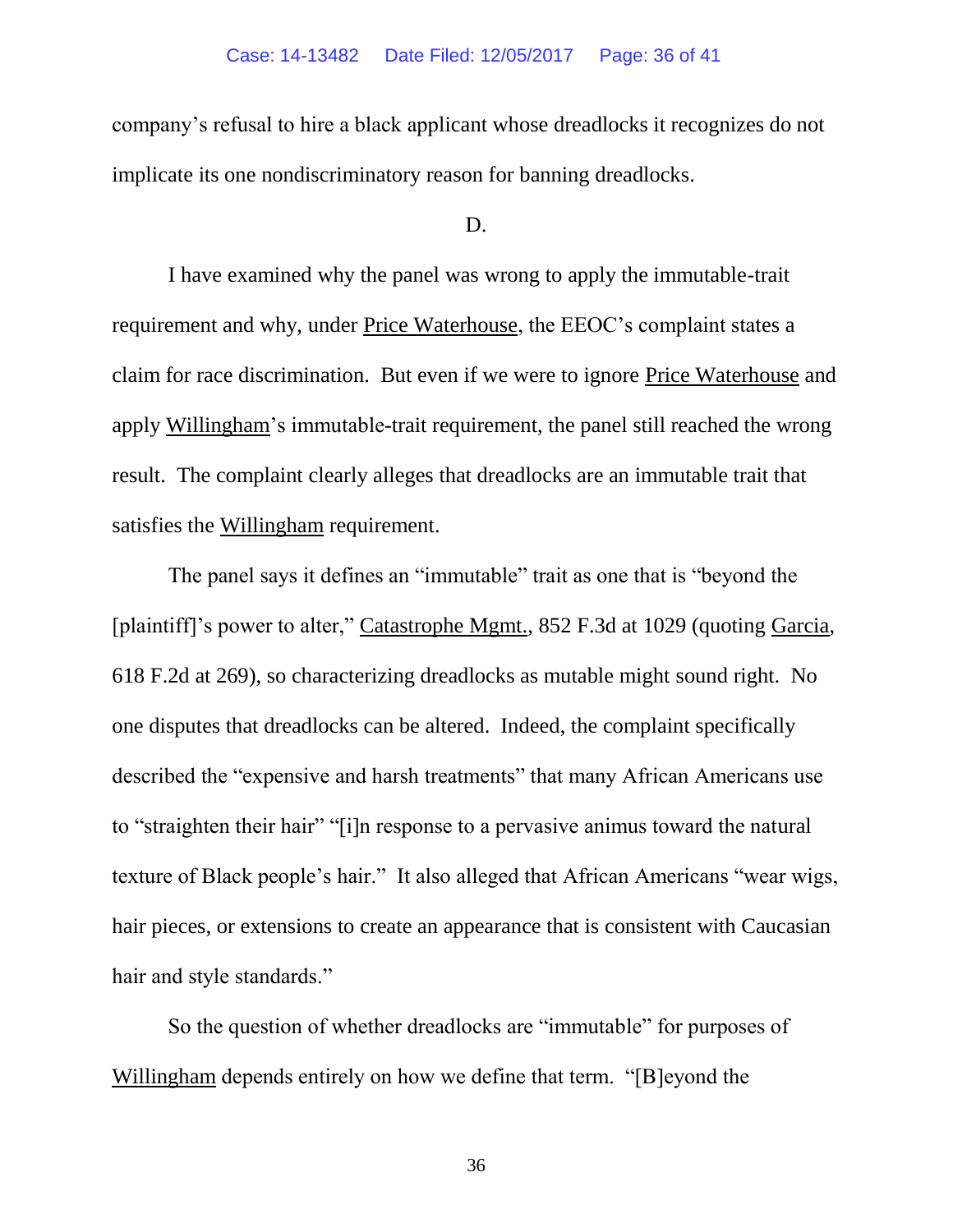company's refusal to hire a black applicant whose dreadlocks it recognizes do not implicate its one nondiscriminatory reason for banning dreadlocks.

D.

I have examined why the panel was wrong to apply the immutable-trait requirement and why, under Price Waterhouse, the EEOC's complaint states a claim for race discrimination. But even if we were to ignore Price Waterhouse and apply Willingham's immutable-trait requirement, the panel still reached the wrong result. The complaint clearly alleges that dreadlocks are an immutable trait that satisfies the Willingham requirement.

The panel says it defines an "immutable" trait as one that is "beyond the [plaintiff]'s power to alter," Catastrophe Mgmt., 852 F.3d at 1029 (quoting Garcia, 618 F.2d at 269), so characterizing dreadlocks as mutable might sound right. No one disputes that dreadlocks can be altered. Indeed, the complaint specifically described the "expensive and harsh treatments" that many African Americans use to "straighten their hair" "[i]n response to a pervasive animus toward the natural texture of Black people's hair." It also alleged that African Americans "wear wigs, hair pieces, or extensions to create an appearance that is consistent with Caucasian hair and style standards."

So the question of whether dreadlocks are "immutable" for purposes of Willingham depends entirely on how we define that term. "[B]eyond the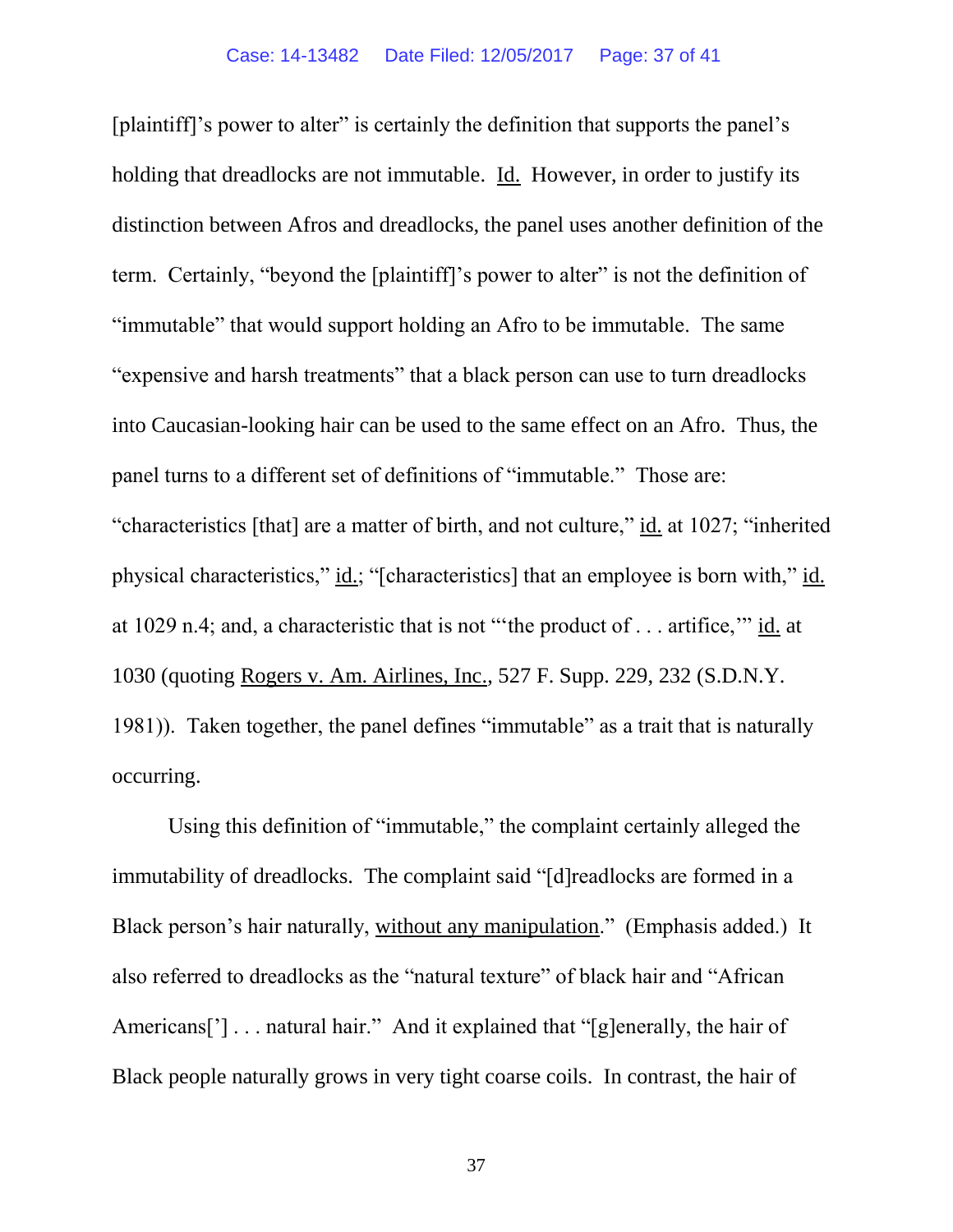[plaintiff]'s power to alter" is certainly the definition that supports the panel's holding that dreadlocks are not immutable. Id. However, in order to justify its distinction between Afros and dreadlocks, the panel uses another definition of the term. Certainly, "beyond the [plaintiff]'s power to alter" is not the definition of "immutable" that would support holding an Afro to be immutable. The same "expensive and harsh treatments" that a black person can use to turn dreadlocks into Caucasian-looking hair can be used to the same effect on an Afro. Thus, the panel turns to a different set of definitions of "immutable." Those are: "characteristics [that] are a matter of birth, and not culture," id. at 1027; "inherited physical characteristics," id.; "[characteristics] that an employee is born with," id. at 1029 n.4; and, a characteristic that is not "'the product of . . . artifice,'" id. at 1030 (quoting Rogers v. Am. Airlines, Inc., 527 F. Supp. 229, 232 (S.D.N.Y. 1981)). Taken together, the panel defines "immutable" as a trait that is naturally occurring.

Using this definition of "immutable," the complaint certainly alleged the immutability of dreadlocks. The complaint said "[d]readlocks are formed in a Black person's hair naturally, without any manipulation." (Emphasis added.) It also referred to dreadlocks as the "natural texture" of black hair and "African Americans['] . . . natural hair." And it explained that "[g]enerally, the hair of Black people naturally grows in very tight coarse coils. In contrast, the hair of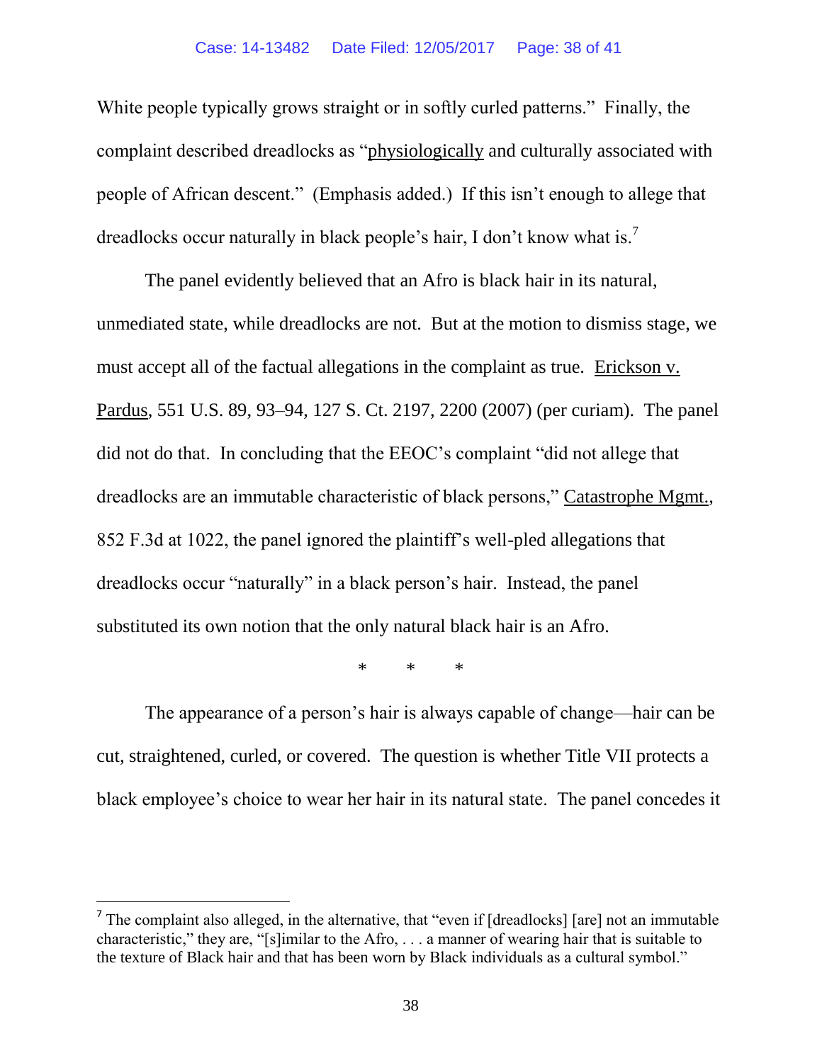White people typically grows straight or in softly curled patterns." Finally, the complaint described dreadlocks as "physiologically and culturally associated with people of African descent." (Emphasis added.) If this isn't enough to allege that dreadlocks occur naturally in black people's hair, I don't know what is.[7]

The panel evidently believed that an Afro is black hair in its natural, unmediated state, while dreadlocks are not. But at the motion to dismiss stage, we must accept all of the factual allegations in the complaint as true. Erickson v. Pardus, 551 U.S. 89, 93–94, 127 S. Ct. 2197, 2200 (2007) (per curiam). The panel did not do that. In concluding that the EEOC's complaint "did not allege that dreadlocks are an immutable characteristic of black persons," Catastrophe Mgmt., 852 F.3d at 1022, the panel ignored the plaintiff's well-pled allegations that dreadlocks occur "naturally" in a black person's hair. Instead, the panel substituted its own notion that the only natural black hair is an Afro.

\* \* \*

The appearance of a person's hair is always capable of change—hair can be cut, straightened, curled, or covered. The question is whether Title VII protects a black employee's choice to wear her hair in its natural state. The panel concedes it

---

[7] The complaint also alleged, in the alternative, that "even if [dreadlocks] [are] not an immutable characteristic," they are, "[s]imilar to the Afro, . . . a manner of wearing hair that is suitable to the texture of Black hair and that has been worn by Black individuals as a cultural symbol."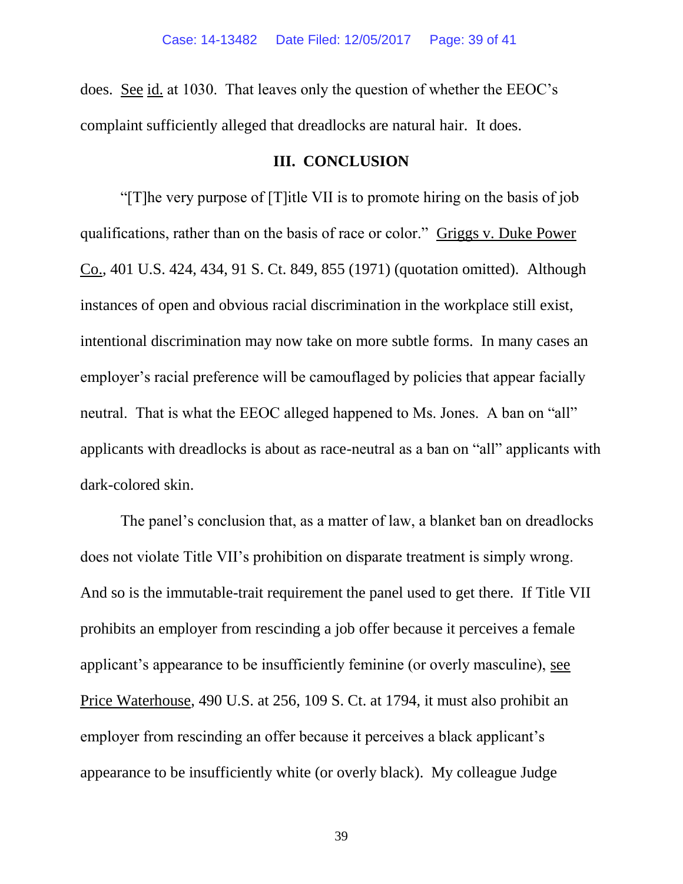does. See id. at 1030. That leaves only the question of whether the EEOC's complaint sufficiently alleged that dreadlocks are natural hair. It does.

### III. CONCLUSION

"[T]he very purpose of [T]itle VII is to promote hiring on the basis of job qualifications, rather than on the basis of race or color." Griggs v. Duke Power Co., 401 U.S. 424, 434, 91 S. Ct. 849, 855 (1971) (quotation omitted). Although instances of open and obvious racial discrimination in the workplace still exist, intentional discrimination may now take on more subtle forms. In many cases an employer's racial preference will be camouflaged by policies that appear facially neutral. That is what the EEOC alleged happened to Ms. Jones. A ban on "all" applicants with dreadlocks is about as race-neutral as a ban on "all" applicants with dark-colored skin.

The panel's conclusion that, as a matter of law, a blanket ban on dreadlocks does not violate Title VII's prohibition on disparate treatment is simply wrong. And so is the immutable-trait requirement the panel used to get there. If Title VII prohibits an employer from rescinding a job offer because it perceives a female applicant's appearance to be insufficiently feminine (or overly masculine), see Price Waterhouse, 490 U.S. at 256, 109 S. Ct. at 1794, it must also prohibit an employer from rescinding an offer because it perceives a black applicant's appearance to be insufficiently white (or overly black). My colleague Judge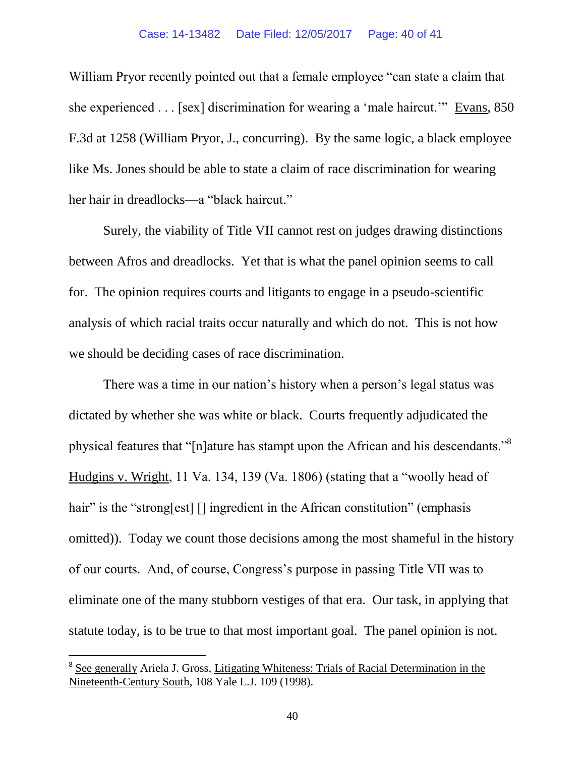William Pryor recently pointed out that a female employee "can state a claim that she experienced . . . [sex] discrimination for wearing a 'male haircut.'" Evans, 850 F.3d at 1258 (William Pryor, J., concurring). By the same logic, a black employee like Ms. Jones should be able to state a claim of race discrimination for wearing her hair in dreadlocks—a "black haircut."

Surely, the viability of Title VII cannot rest on judges drawing distinctions between Afros and dreadlocks. Yet that is what the panel opinion seems to call for. The opinion requires courts and litigants to engage in a pseudo-scientific analysis of which racial traits occur naturally and which do not. This is not how we should be deciding cases of race discrimination.

There was a time in our nation's history when a person's legal status was dictated by whether she was white or black. Courts frequently adjudicated the physical features that "[n]ature has stampt upon the African and his descendants."[8] Hudgins v. Wright, 11 Va. 134, 139 (Va. 1806) (stating that a "woolly head of hair" is the "strong[est] [] ingredient in the African constitution" (emphasis omitted)). Today we count those decisions among the most shameful in the history of our courts. And, of course, Congress's purpose in passing Title VII was to eliminate one of the many stubborn vestiges of that era. Our task, in applying that statute today, is to be true to that most important goal. The panel opinion is not.

---

[8] See generally Ariela J. Gross, Litigating Whiteness: Trials of Racial Determination in the Nineteenth-Century South, 108 Yale L.J. 109 (1998).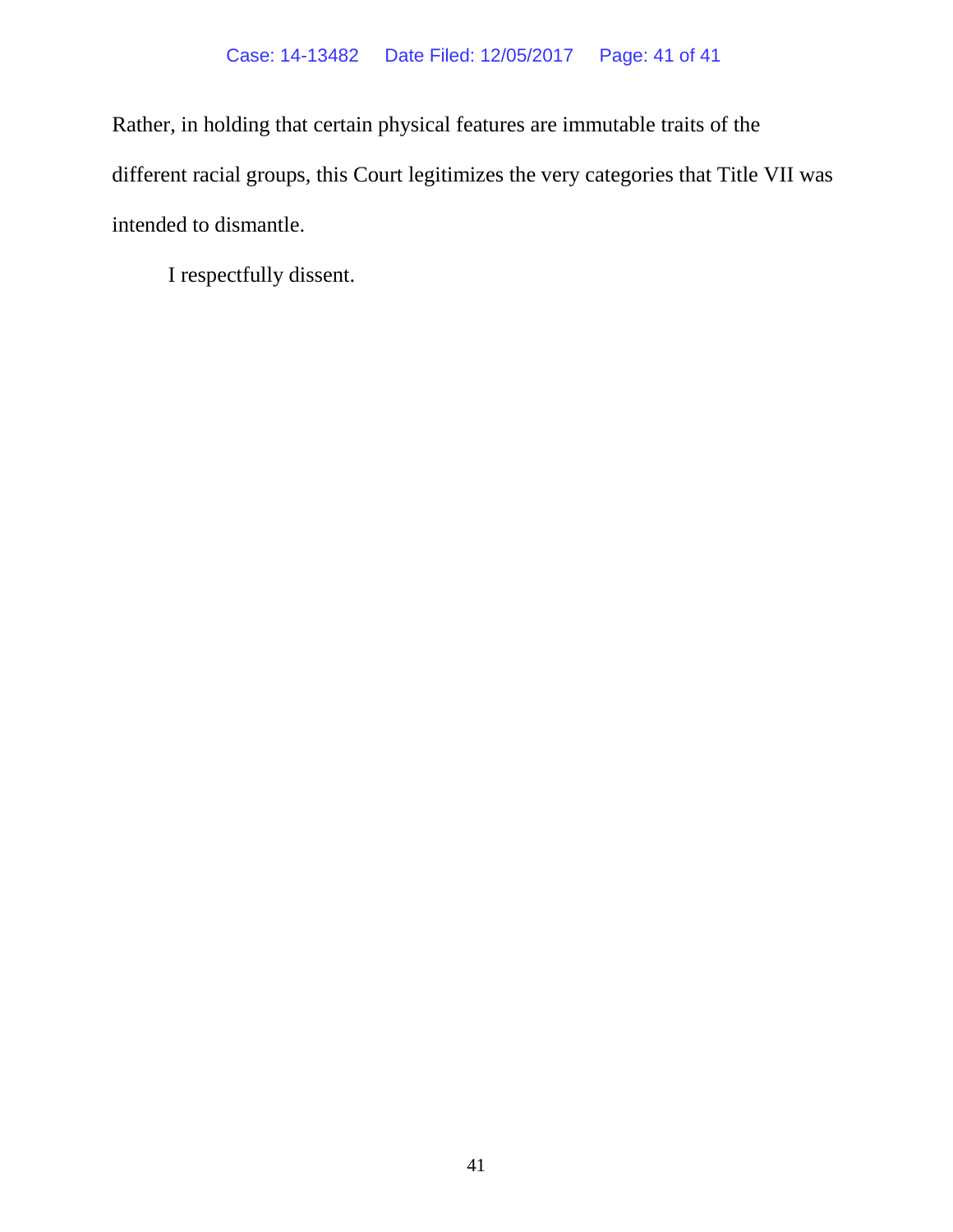Rather, in holding that certain physical features are immutable traits of the different racial groups, this Court legitimizes the very categories that Title VII was intended to dismantle.

I respectfully dissent.